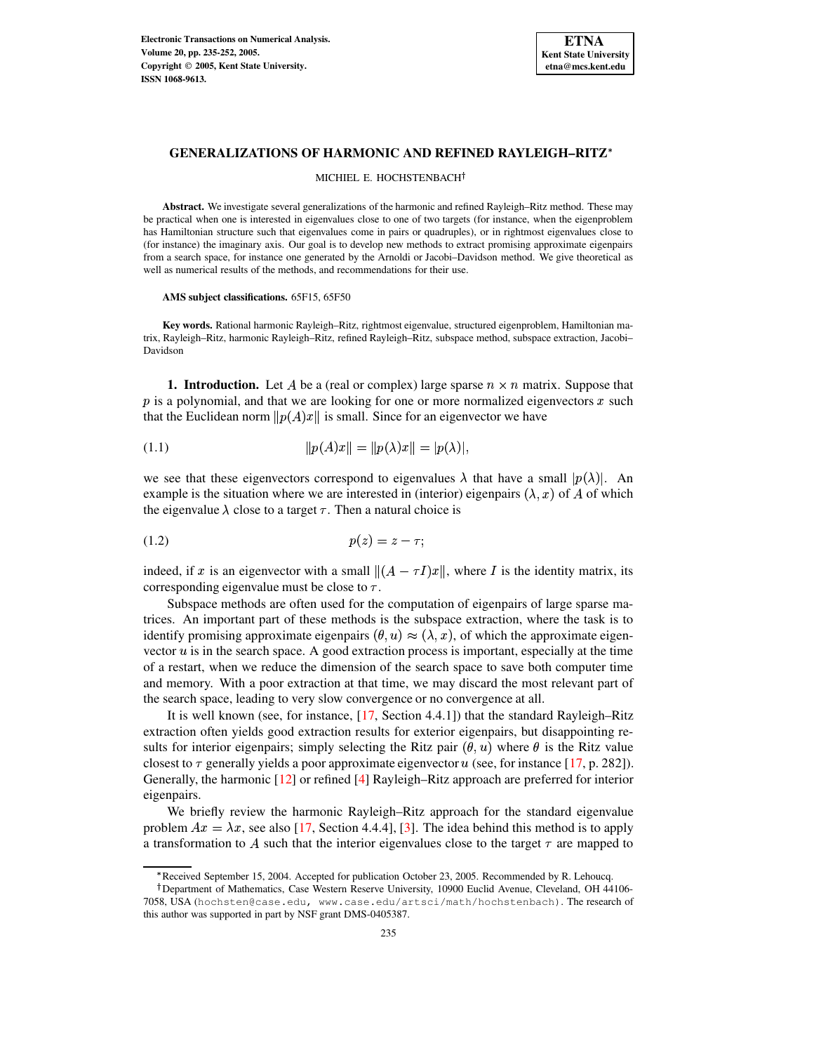# GENERALIZATIONS OF HARMONIC AND REFINED RAYLEIGH–RITZ*

MICHIEL E. HOCHSTENBACH†

**Abstract.** We investigate several generalizations of the harmonic and refined Rayleigh–Ritz method. These may be practical when one is interested in eigenvalues close to one of two targets (for instance, when the eigenproblem has Hamiltonian structure such that eigenvalues come in pairs or quadruples), or in rightmost eigenvalues close to (for instance) the imaginary axis. Our goal is to develop new methods to extract promising approximate eigenpairs from a search space, for instance one generated by the Arnoldi or Jacobi–Davidson method. We give theoretical as well as numerical results of the methods, and recommendations for their use.

**AMS subject classifications.** 65F15, 65F50

**Key words.** Rational harmonic Rayleigh–Ritz, rightmost eigenvalue, structured eigenproblem, Hamiltonian matrix, Rayleigh–Ritz, harmonic Rayleigh–Ritz, refined Rayleigh–Ritz, subspace method, subspace extraction, Jacobi–Davidson

**1. Introduction.** Let $A$ be a (real or complex) large sparse $n \times n$ matrix. Suppose that $p$ is a polynomial, and that we are looking for one or more normalized eigenvectors $x$ such that the Euclidean norm $\|p(A)x\|$ is small. Since for an eigenvector we have

$$\|p(A)x\| = \|p(\lambda)x\| = |p(\lambda)|, \tag{1.1}$$

we see that these eigenvectors correspond to eigenvalues $\lambda$ that have a small $|p(\lambda)|$. An example is the situation where we are interested in (interior) eigenpairs $(\lambda, x)$ of $A$ of which the eigenvalue $\lambda$ close to a target $\tau$. Then a natural choice is

$$p(z) = z - \tau; \tag{1.2}$$

indeed, if $x$ is an eigenvector with a small $\|(A - \tau I)x\|$, where $I$ is the identity matrix, its corresponding eigenvalue must be close to $\tau$.

Subspace methods are often used for the computation of eigenpairs of large sparse matrices. An important part of these methods is the subspace extraction, where the task is to identify promising approximate eigenpairs $(\theta, u) \approx (\lambda, x)$, of which the approximate eigenvector $u$ is in the search space. A good extraction process is important, especially at the time of a restart, when we reduce the dimension of the search space to save both computer time and memory. With a poor extraction at that time, we may discard the most relevant part of the search space, leading to very slow convergence or no convergence at all.

It is well known (see, for instance, [17, Section 4.4.1]) that the standard Rayleigh–Ritz extraction often yields good extraction results for exterior eigenpairs, but disappointing results for interior eigenpairs; simply selecting the Ritz pair $(\theta, u)$ where $\theta$ is the Ritz value closest to $\tau$ generally yields a poor approximate eigenvector $u$ (see, for instance [17, p. 282]). Generally, the harmonic [12] or refined [4] Rayleigh–Ritz approach are preferred for interior eigenpairs.

We briefly review the harmonic Rayleigh–Ritz approach for the standard eigenvalue problem $Ax = \lambda x$, see also [17, Section 4.4.4], [3]. The idea behind this method is to apply a transformation to $A$ such that the interior eigenvalues close to the target $\tau$ are mapped to

*Received September 15, 2004. Accepted for publication October 23, 2005. Recommended by R. Lehoucq.

†Department of Mathematics, Case Western Reserve University, 10900 Euclid Avenue, Cleveland, OH 44106-7058, USA (hochsten@case.edu, www.case.edu/artsci/math/hochstenbach). The research of this author was supported in part by NSF grant DMS-0405387.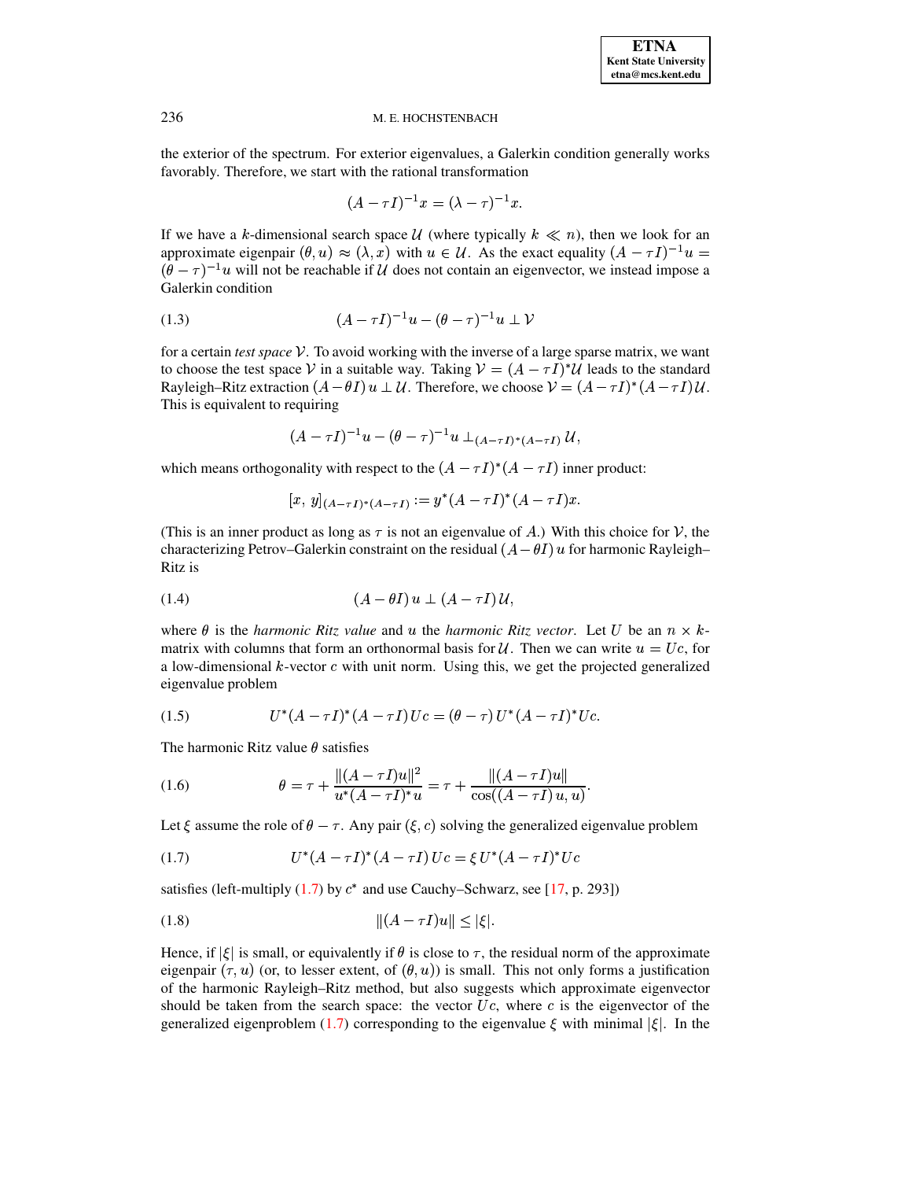the exterior of the spectrum. For exterior eigenvalues, a Galerkin condition generally works favorably. Therefore, we start with the rational transformation

$$(A - \tau I)^{-1} x = (\lambda - \tau)^{-1} x.$$

If we have a $k$-dimensional search space $\mathcal{U}$ (where typically $k \ll n$), then we look for an approximate eigenpair $(\theta, u) \approx (\lambda, x)$ with $u \in \mathcal{U}$. As the exact equality $(A - \tau I)^{-1} u = (\theta - \tau)^{-1} u$ will not be reachable if $\mathcal{U}$ does not contain an eigenvector, we instead impose a Galerkin condition

$$(A - \tau I)^{-1} u - (\theta - \tau)^{-1} u \perp \mathcal{V} \tag{1.3}$$

for a certain *test space* $\mathcal{V}$. To avoid working with the inverse of a large sparse matrix, we want to choose the test space $\mathcal{V}$ in a suitable way. Taking $\mathcal{V} = (A - \tau I)^* \mathcal{U}$ leads to the standard Rayleigh–Ritz extraction $(A - \theta I)\, u \perp \mathcal{U}$. Therefore, we choose $\mathcal{V} = (A - \tau I)^*(A - \tau I)\mathcal{U}$. This is equivalent to requiring

$$(A - \tau I)^{-1} u - (\theta - \tau)^{-1} u \perp_{(A - \tau I)^*(A - \tau I)} \mathcal{U},$$

which means orthogonality with respect to the $(A - \tau I)^*(A - \tau I)$ inner product:

$$[x,\, y]_{(A - \tau I)^*(A - \tau I)} := y^*(A - \tau I)^*(A - \tau I)x.$$

(This is an inner product as long as $\tau$ is not an eigenvalue of $A$.) With this choice for $\mathcal{V}$, the characterizing Petrov–Galerkin constraint on the residual $(A - \theta I)\, u$ for harmonic Rayleigh–Ritz is

$$(A - \theta I)\, u \perp (A - \tau I)\, \mathcal{U}, \tag{1.4}$$

where $\theta$ is the *harmonic Ritz value* and $u$ the *harmonic Ritz vector*. Let $U$ be an $n \times k$-matrix with columns that form an orthonormal basis for $\mathcal{U}$. Then we can write $u = Uc$, for a low-dimensional $k$-vector $c$ with unit norm. Using this, we get the projected generalized eigenvalue problem

$$U^*(A - \tau I)^*(A - \tau I)\, Uc = (\theta - \tau)\, U^*(A - \tau I)^* Uc. \tag{1.5}$$

The harmonic Ritz value $\theta$ satisfies

$$\theta = \tau + \frac{\|(A - \tau I)u\|^2}{u^*(A - \tau I)^* u} = \tau + \frac{\|(A - \tau I)u\|}{\cos((A - \tau I)\, u,\, u)}. \tag{1.6}$$

Let $\xi$ assume the role of $\theta - \tau$. Any pair $(\xi, c)$ solving the generalized eigenvalue problem

$$U^*(A - \tau I)^*(A - \tau I)\, Uc = \xi\, U^*(A - \tau I)^* Uc \tag{1.7}$$

satisfies (left-multiply (1.7) by $c^*$ and use Cauchy–Schwarz, see [17, p. 293])

$$\|(A - \tau I)u\| \le |\xi|. \tag{1.8}$$

Hence, if $|\xi|$ is small, or equivalently if $\theta$ is close to $\tau$, the residual norm of the approximate eigenpair $(\tau, u)$ (or, to lesser extent, of $(\theta, u)$) is small. This not only forms a justification of the harmonic Rayleigh–Ritz method, but also suggests which approximate eigenvector should be taken from the search space: the vector $Uc$, where $c$ is the eigenvector of the generalized eigenproblem (1.7) corresponding to the eigenvalue $\xi$ with minimal $|\xi|$. In the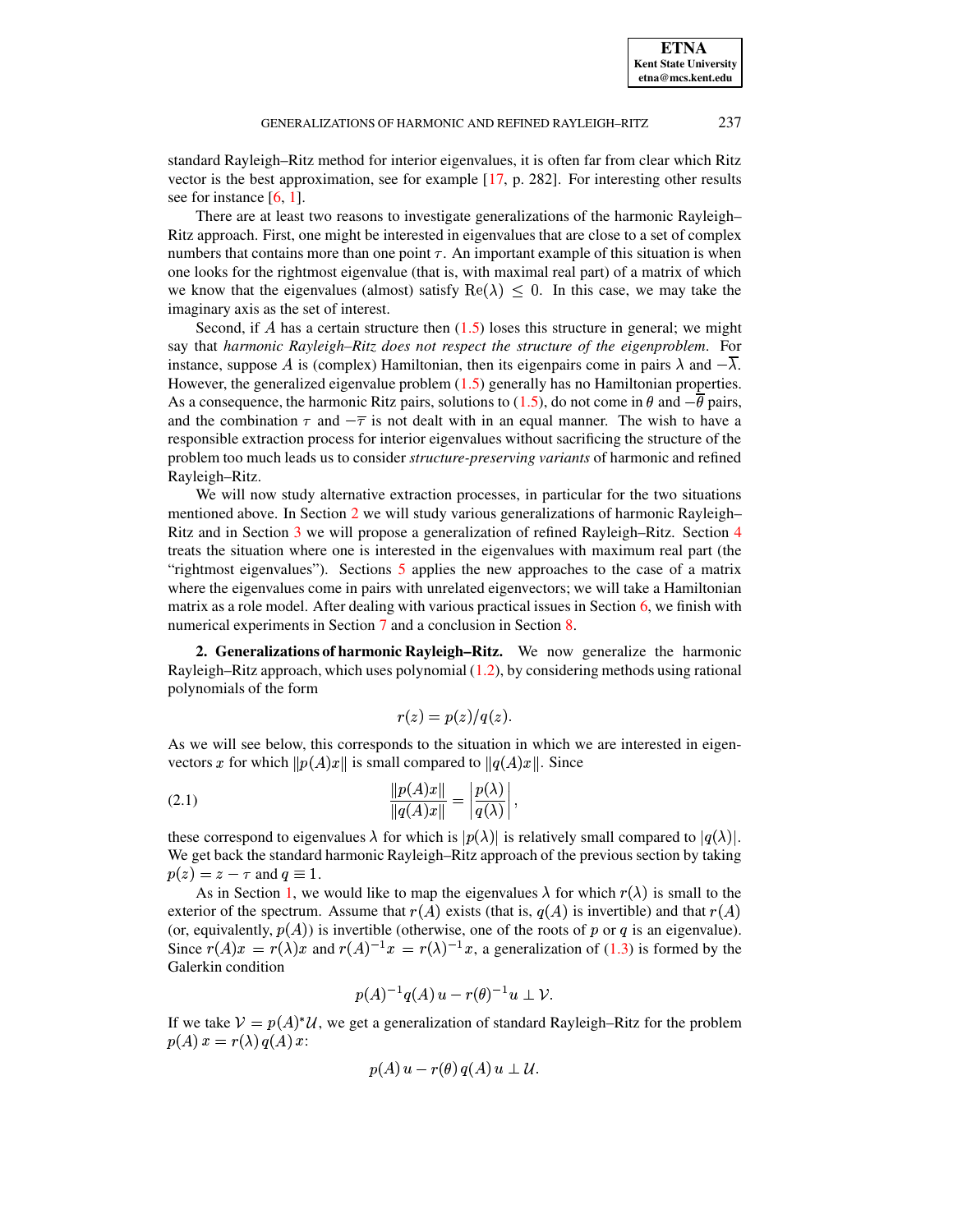standard Rayleigh–Ritz method for interior eigenvalues, it is often far from clear which Ritz vector is the best approximation, see for example [17, p. 282]. For interesting other results see for instance [6, 1].

There are at least two reasons to investigate generalizations of the harmonic Rayleigh–Ritz approach. First, one might be interested in eigenvalues that are close to a set of complex numbers that contains more than one point $\tau$. An important example of this situation is when one looks for the rightmost eigenvalue (that is, with maximal real part) of a matrix of which we know that the eigenvalues (almost) satisfy $\mathrm{Re}(\lambda) \le 0$. In this case, we may take the imaginary axis as the set of interest.

Second, if $A$ has a certain structure then (1.5) loses this structure in general; we might say that *harmonic Rayleigh–Ritz does not respect the structure of the eigenproblem*. For instance, suppose $A$ is (complex) Hamiltonian, then its eigenpairs come in pairs $\lambda$ and $-\overline{\lambda}$. However, the generalized eigenvalue problem (1.5) generally has no Hamiltonian properties. As a consequence, the harmonic Ritz pairs, solutions to (1.5), do not come in $\theta$ and $-\overline{\theta}$ pairs, and the combination $\tau$ and $-\overline{\tau}$ is not dealt with in an equal manner. The wish to have a responsible extraction process for interior eigenvalues without sacrificing the structure of the problem too much leads us to consider *structure-preserving variants* of harmonic and refined Rayleigh–Ritz.

We will now study alternative extraction processes, in particular for the two situations mentioned above. In Section 2 we will study various generalizations of harmonic Rayleigh–Ritz and in Section 3 we will propose a generalization of refined Rayleigh–Ritz. Section 4 treats the situation where one is interested in the eigenvalues with maximum real part (the "rightmost eigenvalues"). Sections 5 applies the new approaches to the case of a matrix where the eigenvalues come in pairs with unrelated eigenvectors; we will take a Hamiltonian matrix as a role model. After dealing with various practical issues in Section 6, we finish with numerical experiments in Section 7 and a conclusion in Section 8.

## 2. Generalizations of harmonic Rayleigh–Ritz.

We now generalize the harmonic Rayleigh–Ritz approach, which uses polynomial (1.2), by considering methods using rational polynomials of the form

$$r(z) = p(z)/q(z).$$

As we will see below, this corresponds to the situation in which we are interested in eigenvectors $x$ for which $\|p(A)x\|$ is small compared to $\|q(A)x\|$. Since

$$\frac{\|p(A)x\|}{\|q(A)x\|} = \left|\frac{p(\lambda)}{q(\lambda)}\right|, \tag{2.1}$$

these correspond to eigenvalues $\lambda$ for which is $|p(\lambda)|$ is relatively small compared to $|q(\lambda)|$. We get back the standard harmonic Rayleigh–Ritz approach of the previous section by taking $p(z) = z - \tau$ and $q \equiv 1$.

As in Section 1, we would like to map the eigenvalues $\lambda$ for which $r(\lambda)$ is small to the exterior of the spectrum. Assume that $r(A)$ exists (that is, $q(A)$ is invertible) and that $r(A)$ (or, equivalently, $p(A)$) is invertible (otherwise, one of the roots of $p$ or $q$ is an eigenvalue). Since $r(A)x = r(\lambda)x$ and $r(A)^{-1}x = r(\lambda)^{-1}x$, a generalization of (1.3) is formed by the Galerkin condition

$$p(A)^{-1}q(A)\,u - r(\theta)^{-1}u \perp \mathcal{V}.$$

If we take $\mathcal{V} = p(A)^*\mathcal{U}$, we get a generalization of standard Rayleigh–Ritz for the problem $p(A)\,x = r(\lambda)\,q(A)\,x$:

$$p(A)\,u - r(\theta)\,q(A)\,u \perp \mathcal{U}.$$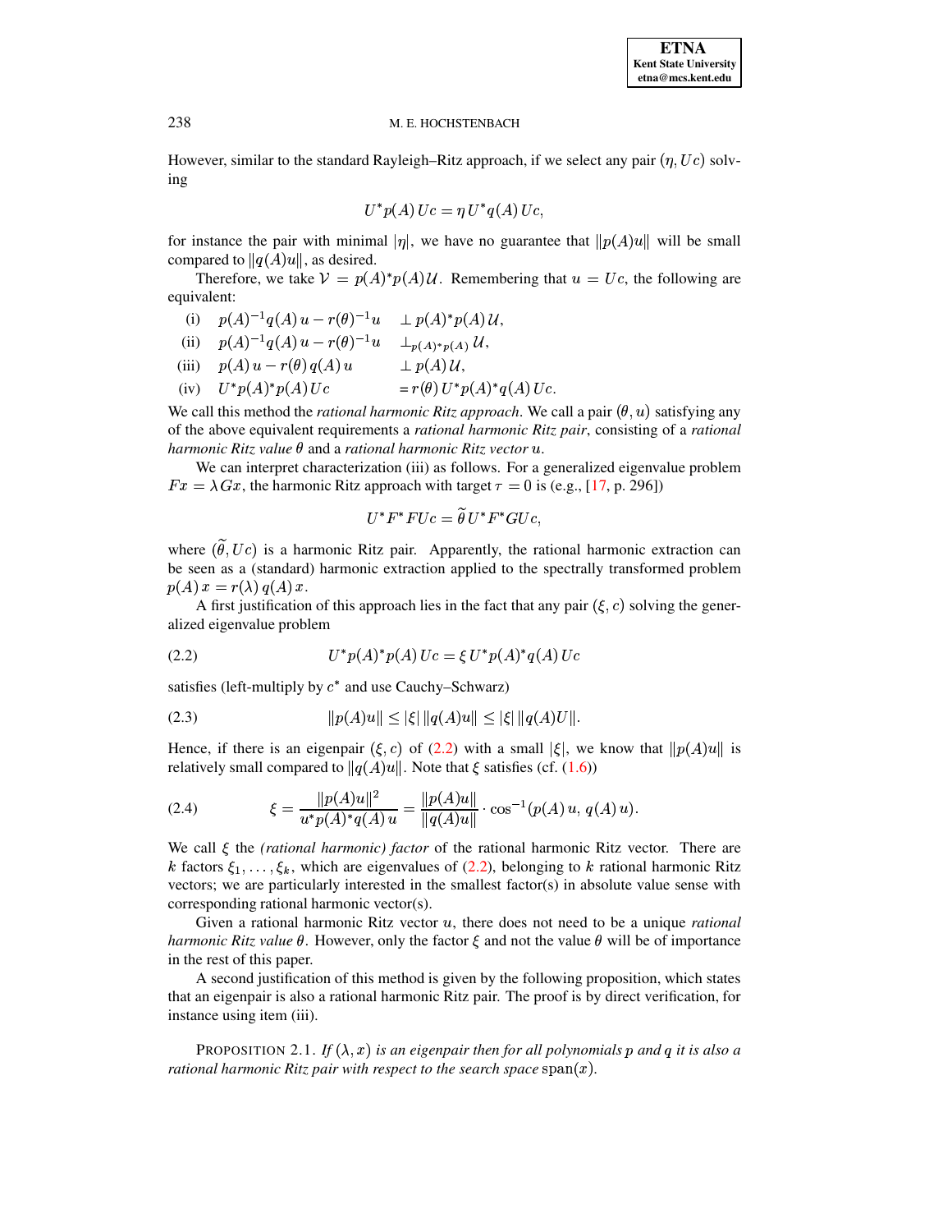However, similar to the standard Rayleigh–Ritz approach, if we select any pair $(\eta, Uc)$ solving

$$U^* p(A)\, Uc = \eta\, U^* q(A)\, Uc,$$

for instance the pair with minimal $|\eta|$, we have no guarantee that $\|p(A)u\|$ will be small compared to $\|q(A)u\|$, as desired.

Therefore, we take $\mathcal{V} = p(A)^* p(A)\,\mathcal{U}$. Remembering that $u = Uc$, the following are equivalent:

(i) $\quad p(A)^{-1} q(A)\, u - r(\theta)^{-1} u \quad \perp p(A)^* p(A)\, \mathcal{U}$,

(ii) $\quad p(A)^{-1} q(A)\, u - r(\theta)^{-1} u \quad \perp_{p(A)^* p(A)} \mathcal{U}$,

(iii) $\quad p(A)\, u - r(\theta)\, q(A)\, u \quad \perp p(A)\, \mathcal{U}$,

(iv) $\quad U^* p(A)^* p(A)\, Uc \quad = r(\theta)\, U^* p(A)^* q(A)\, Uc$.

We call this method the *rational harmonic Ritz approach*. We call a pair $(\theta, u)$ satisfying any of the above equivalent requirements a *rational harmonic Ritz pair*, consisting of a *rational harmonic Ritz value* $\theta$ and a *rational harmonic Ritz vector* $u$.

We can interpret characterization (iii) as follows. For a generalized eigenvalue problem $Fx = \lambda Gx$, the harmonic Ritz approach with target $\tau = 0$ is (e.g., [17, p. 296])

$$U^* F^* F Uc = \widetilde{\theta}\, U^* F^* G Uc,$$

where $(\widetilde{\theta}, Uc)$ is a harmonic Ritz pair. Apparently, the rational harmonic extraction can be seen as a (standard) harmonic extraction applied to the spectrally transformed problem $p(A)\, x = r(\lambda)\, q(A)\, x$.

A first justification of this approach lies in the fact that any pair $(\xi, c)$ solving the generalized eigenvalue problem

$$U^* p(A)^* p(A)\, Uc = \xi\, U^* p(A)^* q(A)\, Uc \tag{2.2}$$

satisfies (left-multiply by $c^*$ and use Cauchy–Schwarz)

$$\|p(A)u\| \le |\xi|\, \|q(A)u\| \le |\xi|\, \|q(A)U\|. \tag{2.3}$$

Hence, if there is an eigenpair $(\xi, c)$ of (2.2) with a small $|\xi|$, we know that $\|p(A)u\|$ is relatively small compared to $\|q(A)u\|$. Note that $\xi$ satisfies (cf. (1.6))

$$\xi = \frac{\|p(A)u\|^2}{u^* p(A)^* q(A)\, u} = \frac{\|p(A)u\|}{\|q(A)u\|} \cdot \cos^{-1}(p(A)\, u,\, q(A)\, u). \tag{2.4}$$

We call $\xi$ the *(rational harmonic) factor* of the rational harmonic Ritz vector. There are $k$ factors $\xi_1, \ldots, \xi_k$, which are eigenvalues of (2.2), belonging to $k$ rational harmonic Ritz vectors; we are particularly interested in the smallest factor(s) in absolute value sense with corresponding rational harmonic vector(s).

Given a rational harmonic Ritz vector $u$, there does not need to be a unique *rational harmonic Ritz value* $\theta$. However, only the factor $\xi$ and not the value $\theta$ will be of importance in the rest of this paper.

A second justification of this method is given by the following proposition, which states that an eigenpair is also a rational harmonic Ritz pair. The proof is by direct verification, for instance using item (iii).

PROPOSITION 2.1. *If $(\lambda, x)$ is an eigenpair then for all polynomials $p$ and $q$ it is also a rational harmonic Ritz pair with respect to the search space* $\operatorname{span}(x)$.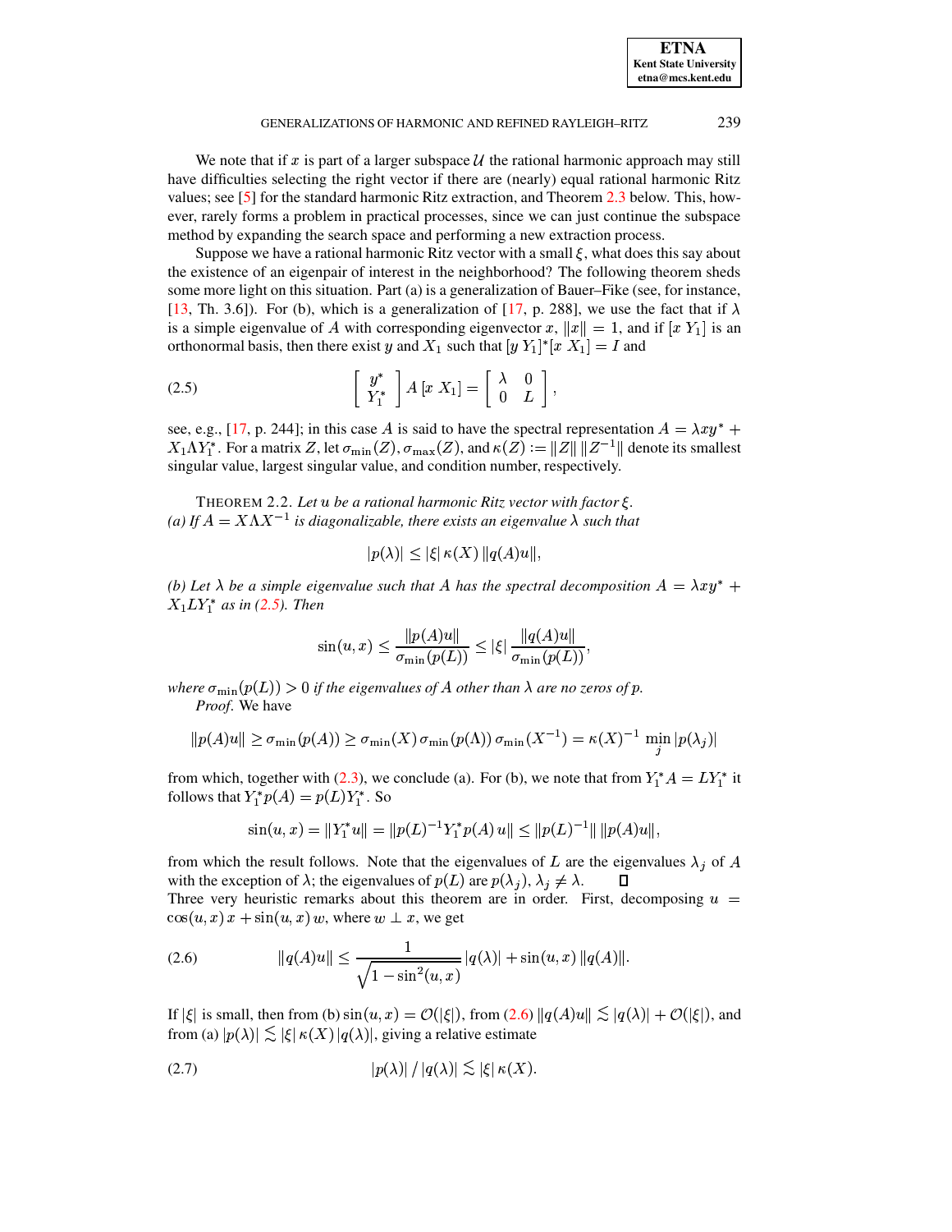We note that if $x$ is part of a larger subspace $\mathcal{U}$ the rational harmonic approach may still have difficulties selecting the right vector if there are (nearly) equal rational harmonic Ritz values; see [5] for the standard harmonic Ritz extraction, and Theorem 2.3 below. This, however, rarely forms a problem in practical processes, since we can just continue the subspace method by expanding the search space and performing a new extraction process.

Suppose we have a rational harmonic Ritz vector with a small $\xi$, what does this say about the existence of an eigenpair of interest in the neighborhood? The following theorem sheds some more light on this situation. Part (a) is a generalization of Bauer–Fike (see, for instance, [13, Th. 3.6]). For (b), which is a generalization of [17, p. 288], we use the fact that if $\lambda$ is a simple eigenvalue of $A$ with corresponding eigenvector $x$, $\|x\| = 1$, and if $[x\ Y_1]$ is an orthonormal basis, then there exist $y$ and $X_1$ such that $[y\ Y_1]^*[x\ X_1] = I$ and

$$
\begin{bmatrix} y^* \\ Y_1^* \end{bmatrix} A\,[x\ X_1] = \begin{bmatrix} \lambda & 0 \\ 0 & L \end{bmatrix}, \tag{2.5}
$$

see, e.g., [17, p. 244]; in this case $A$ is said to have the spectral representation $A = \lambda x y^* + X_1 \Lambda Y_1^*$. For a matrix $Z$, let $\sigma_{\min}(Z)$, $\sigma_{\max}(Z)$, and $\kappa(Z) := \|Z\|\,\|Z^{-1}\|$ denote its smallest singular value, largest singular value, and condition number, respectively.

THEOREM 2.2. *Let $u$ be a rational harmonic Ritz vector with factor $\xi$.*
*(a) If $A = X\Lambda X^{-1}$ is diagonalizable, there exists an eigenvalue $\lambda$ such that*

$$
|p(\lambda)| \le |\xi|\,\kappa(X)\,\|q(A)u\|,
$$

*(b) Let $\lambda$ be a simple eigenvalue such that $A$ has the spectral decomposition $A = \lambda x y^* + X_1 L Y_1^*$ as in (2.5). Then*

$$
\sin(u, x) \le \frac{\|p(A)u\|}{\sigma_{\min}(p(L))} \le |\xi|\,\frac{\|q(A)u\|}{\sigma_{\min}(p(L))},
$$

*where $\sigma_{\min}(p(L)) > 0$ if the eigenvalues of $A$ other than $\lambda$ are no zeros of $p$.*

*Proof.* We have

$$
\|p(A)u\| \ge \sigma_{\min}(p(A)) \ge \sigma_{\min}(X)\,\sigma_{\min}(p(\Lambda))\,\sigma_{\min}(X^{-1}) = \kappa(X)^{-1}\,\min_j |p(\lambda_j)|
$$

from which, together with (2.3), we conclude (a). For (b), we note that from $Y_1^* A = L Y_1^*$ it follows that $Y_1^* p(A) = p(L) Y_1^*$. So

$$
\sin(u, x) = \|Y_1^* u\| = \|p(L)^{-1} Y_1^* p(A)\,u\| \le \|p(L)^{-1}\|\,\|p(A)u\|,
$$

from which the result follows. Note that the eigenvalues of $L$ are the eigenvalues $\lambda_j$ of $A$ with the exception of $\lambda$; the eigenvalues of $p(L)$ are $p(\lambda_j)$, $\lambda_j \ne \lambda$. ☐

Three very heuristic remarks about this theorem are in order. First, decomposing $u = \cos(u, x)\,x + \sin(u, x)\,w$, where $w \perp x$, we get

$$
\|q(A)u\| \le \frac{1}{\sqrt{1 - \sin^2(u, x)}}\,|q(\lambda)| + \sin(u, x)\,\|q(A)\|. \tag{2.6}
$$

If $|\xi|$ is small, then from (b) $\sin(u, x) = \mathcal{O}(|\xi|)$, from (2.6) $\|q(A)u\| \lesssim |q(\lambda)| + \mathcal{O}(|\xi|)$, and from (a) $|p(\lambda)| \lesssim |\xi|\,\kappa(X)\,|q(\lambda)|$, giving a relative estimate

$$
|p(\lambda)|\,/\,|q(\lambda)| \lesssim |\xi|\,\kappa(X). \tag{2.7}
$$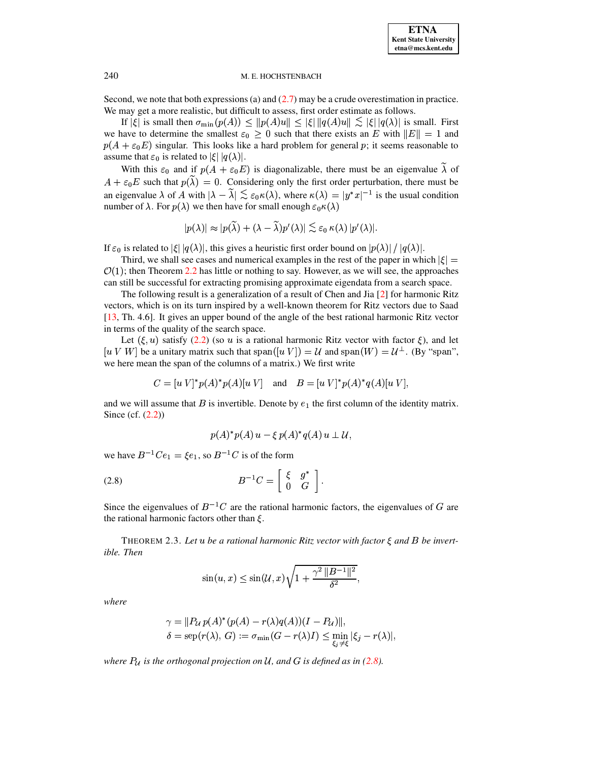Second, we note that both expressions (a) and (2.7) may be a crude overestimation in practice. We may get a more realistic, but difficult to assess, first order estimate as follows.

If $|\xi|$ is small then $\sigma_{\min}(p(A)) \le \|p(A)u\| \le |\xi|\,\|q(A)u\| \lesssim |\xi|\,|q(\lambda)|$ is small. First we have to determine the smallest $\varepsilon_0 \ge 0$ such that there exists an $E$ with $\|E\| = 1$ and $p(A + \varepsilon_0 E)$ singular. This looks like a hard problem for general $p$; it seems reasonable to assume that $\varepsilon_0$ is related to $|\xi|\,|q(\lambda)|$.

With this $\varepsilon_0$ and if $p(A + \varepsilon_0 E)$ is diagonalizable, there must be an eigenvalue $\widetilde{\lambda}$ of $A + \varepsilon_0 E$ such that $p(\widetilde{\lambda}) = 0$. Considering only the first order perturbation, there must be an eigenvalue $\lambda$ of $A$ with $|\lambda - \widetilde{\lambda}| \lesssim \varepsilon_0 \kappa(\lambda)$, where $\kappa(\lambda) = |y^* x|^{-1}$ is the usual condition number of $\lambda$. For $p(\lambda)$ we then have for small enough $\varepsilon_0 \kappa(\lambda)$

$$|p(\lambda)| \approx |p(\widetilde{\lambda}) + (\lambda - \widetilde{\lambda}) p'(\lambda)| \lesssim \varepsilon_0\, \kappa(\lambda)\, |p'(\lambda)|.$$

If $\varepsilon_0$ is related to $|\xi|\,|q(\lambda)|$, this gives a heuristic first order bound on $|p(\lambda)| \,/\, |q(\lambda)|$.

Third, we shall see cases and numerical examples in the rest of the paper in which $|\xi| = \mathcal{O}(1)$; then Theorem 2.2 has little or nothing to say. However, as we will see, the approaches can still be successful for extracting promising approximate eigendata from a search space.

The following result is a generalization of a result of Chen and Jia [2] for harmonic Ritz vectors, which is on its turn inspired by a well-known theorem for Ritz vectors due to Saad [13, Th. 4.6]. It gives an upper bound of the angle of the best rational harmonic Ritz vector in terms of the quality of the search space.

Let $(\xi, u)$ satisfy (2.2) (so $u$ is a rational harmonic Ritz vector with factor $\xi$), and let $[u\ V\ W]$ be a unitary matrix such that $\mathrm{span}([u\ V]) = \mathcal{U}$ and $\mathrm{span}(W) = \mathcal{U}^\perp$. (By "span", we here mean the span of the columns of a matrix.) We first write

$$C = [u\ V]^* p(A)^* p(A) [u\ V] \quad \text{and} \quad B = [u\ V]^* p(A)^* q(A) [u\ V],$$

and we will assume that $B$ is invertible. Denote by $e_1$ the first column of the identity matrix. Since (cf. (2.2))

$$p(A)^* p(A)\, u - \xi\, p(A)^* q(A)\, u \perp \mathcal{U},$$

we have $B^{-1} C e_1 = \xi e_1$, so $B^{-1} C$ is of the form

$$B^{-1} C = \begin{bmatrix} \xi & g^* \\ 0 & G \end{bmatrix}. \tag{2.8}$$

Since the eigenvalues of $B^{-1}C$ are the rational harmonic factors, the eigenvalues of $G$ are the rational harmonic factors other than $\xi$.

THEOREM 2.3. *Let $u$ be a rational harmonic Ritz vector with factor $\xi$ and $B$ be invertible. Then*

$$\sin(u, x) \le \sin(\mathcal{U}, x) \sqrt{1 + \frac{\gamma^2\, \|B^{-1}\|^2}{\delta^2}},$$

*where*

$$\gamma = \|P_{\mathcal{U}}\, p(A)^* (p(A) - r(\lambda) q(A))(I - P_{\mathcal{U}})\|,$$
$$\delta = \mathrm{sep}(r(\lambda),\, G) := \sigma_{\min}(G - r(\lambda) I) \le \min_{\xi_j \ne \xi} |\xi_j - r(\lambda)|,$$

*where $P_{\mathcal{U}}$ is the orthogonal projection on $\mathcal{U}$, and $G$ is defined as in (2.8).*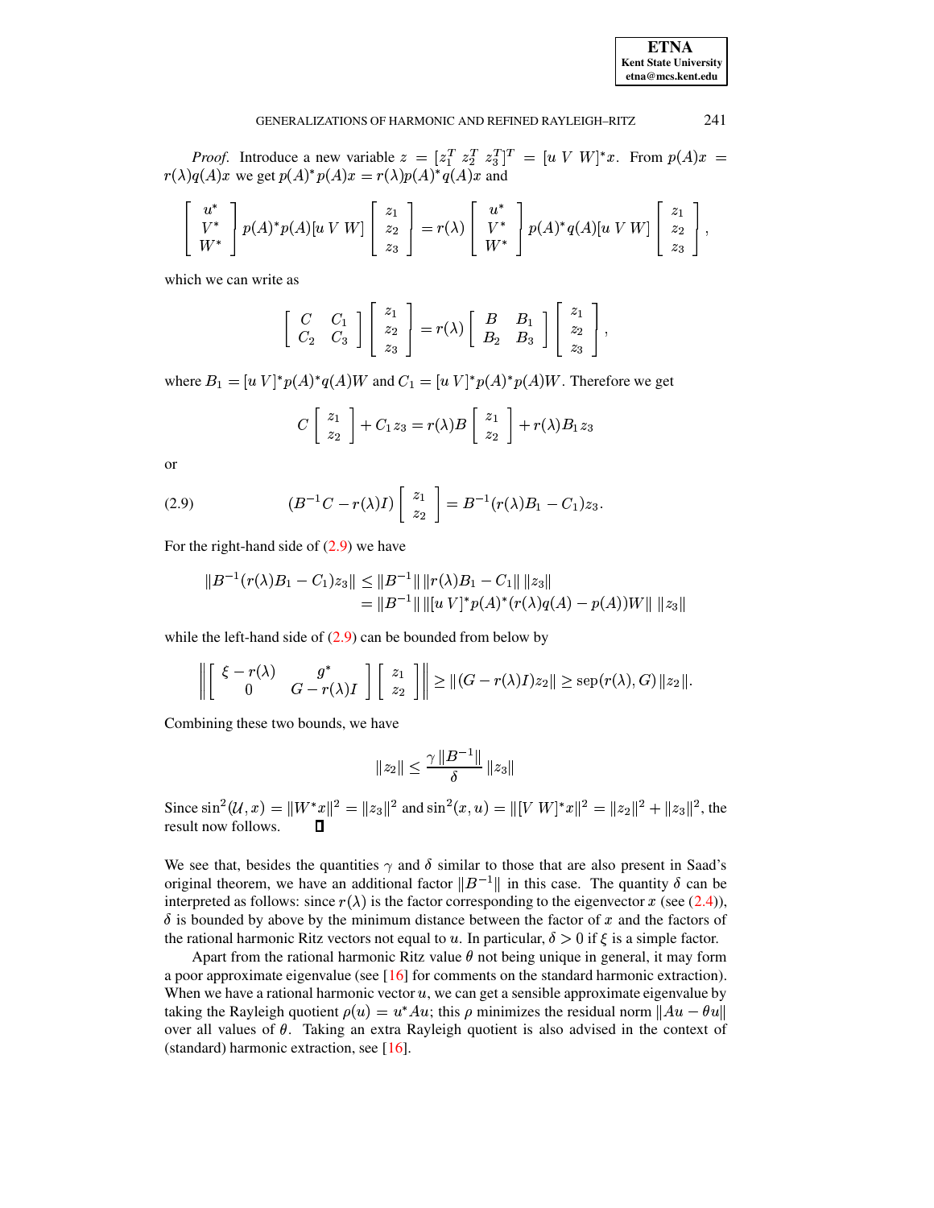*Proof.* Introduce a new variable $z = [z_1^T \; z_2^T \; z_3^T]^T = [u \; V \; W]^* x$. From $p(A)x = r(\lambda) q(A) x$ we get $p(A)^* p(A) x = r(\lambda) p(A)^* q(A) x$ and

$$\begin{bmatrix} u^* \\ V^* \\ W^* \end{bmatrix} p(A)^* p(A) [u \; V \; W] \begin{bmatrix} z_1 \\ z_2 \\ z_3 \end{bmatrix} = r(\lambda) \begin{bmatrix} u^* \\ V^* \\ W^* \end{bmatrix} p(A)^* q(A) [u \; V \; W] \begin{bmatrix} z_1 \\ z_2 \\ z_3 \end{bmatrix},$$

which we can write as

$$\begin{bmatrix} C & C_1 \\ C_2 & C_3 \end{bmatrix} \begin{bmatrix} z_1 \\ z_2 \\ z_3 \end{bmatrix} = r(\lambda) \begin{bmatrix} B & B_1 \\ B_2 & B_3 \end{bmatrix} \begin{bmatrix} z_1 \\ z_2 \\ z_3 \end{bmatrix},$$

where $B_1 = [u \; V]^* p(A)^* q(A) W$ and $C_1 = [u \; V]^* p(A)^* p(A) W$. Therefore we get

$$C \begin{bmatrix} z_1 \\ z_2 \end{bmatrix} + C_1 z_3 = r(\lambda) B \begin{bmatrix} z_1 \\ z_2 \end{bmatrix} + r(\lambda) B_1 z_3$$

or

$$(B^{-1} C - r(\lambda) I) \begin{bmatrix} z_1 \\ z_2 \end{bmatrix} = B^{-1}(r(\lambda) B_1 - C_1) z_3. \tag{2.9}$$

For the right-hand side of (2.9) we have

$$\begin{aligned} \|B^{-1}(r(\lambda) B_1 - C_1) z_3\| &\le \|B^{-1}\| \, \|r(\lambda) B_1 - C_1\| \, \|z_3\| \\ &= \|B^{-1}\| \, \|[u \; V]^* p(A)^* (r(\lambda) q(A) - p(A)) W\| \, \|z_3\| \end{aligned}$$

while the left-hand side of (2.9) can be bounded from below by

$$\left\| \begin{bmatrix} \xi - r(\lambda) & g^* \\ 0 & G - r(\lambda) I \end{bmatrix} \begin{bmatrix} z_1 \\ z_2 \end{bmatrix} \right\| \ge \|(G - r(\lambda) I) z_2\| \ge \operatorname{sep}(r(\lambda), G) \, \|z_2\|.$$

Combining these two bounds, we have

$$\|z_2\| \le \frac{\gamma \, \|B^{-1}\|}{\delta} \, \|z_3\|$$

Since $\sin^2(\mathcal{U}, x) = \|W^* x\|^2 = \|z_3\|^2$ and $\sin^2(x, u) = \|[V \; W]^* x\|^2 = \|z_2\|^2 + \|z_3\|^2$, the result now follows. ∎

We see that, besides the quantities $\gamma$ and $\delta$ similar to those that are also present in Saad's original theorem, we have an additional factor $\|B^{-1}\|$ in this case. The quantity $\delta$ can be interpreted as follows: since $r(\lambda)$ is the factor corresponding to the eigenvector $x$ (see (2.4)), $\delta$ is bounded by above by the minimum distance between the factor of $x$ and the factors of the rational harmonic Ritz vectors not equal to $u$. In particular, $\delta > 0$ if $\xi$ is a simple factor.

Apart from the rational harmonic Ritz value $\theta$ not being unique in general, it may form a poor approximate eigenvalue (see [16] for comments on the standard harmonic extraction). When we have a rational harmonic vector $u$, we can get a sensible approximate eigenvalue by taking the Rayleigh quotient $\rho(u) = u^* A u$; this $\rho$ minimizes the residual norm $\|Au - \theta u\|$ over all values of $\theta$. Taking an extra Rayleigh quotient is also advised in the context of (standard) harmonic extraction, see [16].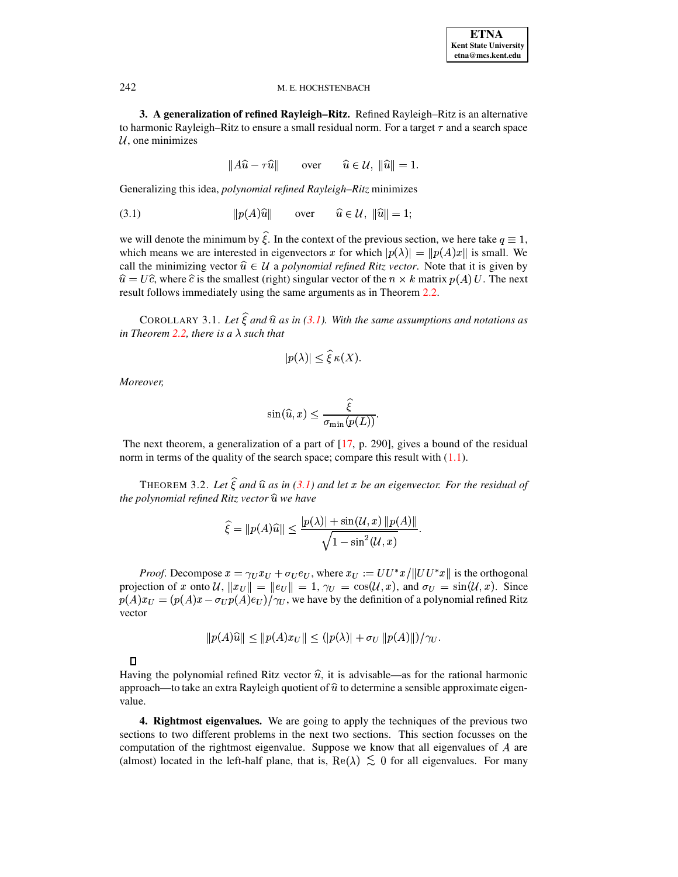**3. A generalization of refined Rayleigh–Ritz.** Refined Rayleigh–Ritz is an alternative to harmonic Rayleigh–Ritz to ensure a small residual norm. For a target $\tau$ and a search space $\mathcal{U}$, one minimizes

$$\|A\widehat{u} - \tau\widehat{u}\| \qquad \text{over} \qquad \widehat{u} \in \mathcal{U}, \ \|\widehat{u}\| = 1.$$

Generalizing this idea, *polynomial refined Rayleigh–Ritz* minimizes

$$\|p(A)\widehat{u}\| \qquad \text{over} \qquad \widehat{u} \in \mathcal{U}, \ \|\widehat{u}\| = 1; \tag{3.1}$$

we will denote the minimum by $\widehat{\xi}$. In the context of the previous section, we here take $q \equiv 1$, which means we are interested in eigenvectors $x$ for which $|p(\lambda)| = \|p(A)x\|$ is small. We call the minimizing vector $\widehat{u} \in \mathcal{U}$ a *polynomial refined Ritz vector*. Note that it is given by $\widehat{u} = U\widehat{c}$, where $\widehat{c}$ is the smallest (right) singular vector of the $n \times k$ matrix $p(A)\,U$. The next result follows immediately using the same arguments as in Theorem 2.2.

COROLLARY 3.1. *Let $\widehat{\xi}$ and $\widehat{u}$ as in (3.1). With the same assumptions and notations as in Theorem 2.2, there is a $\lambda$ such that*

$$|p(\lambda)| \le \widehat{\xi}\,\kappa(X).$$

*Moreover,*

$$\sin(\widehat{u}, x) \le \frac{\widehat{\xi}}{\sigma_{\min}(p(L))}.$$

The next theorem, a generalization of a part of [17, p. 290], gives a bound of the residual norm in terms of the quality of the search space; compare this result with (1.1).

THEOREM 3.2. *Let $\widehat{\xi}$ and $\widehat{u}$ as in (3.1) and let $x$ be an eigenvector. For the residual of the polynomial refined Ritz vector $\widehat{u}$ we have*

$$\widehat{\xi} = \|p(A)\widehat{u}\| \le \frac{|p(\lambda)| + \sin(\mathcal{U}, x)\,\|p(A)\|}{\sqrt{1 - \sin^2(\mathcal{U}, x)}}.$$

*Proof.* Decompose $x = \gamma_U x_U + \sigma_U e_U$, where $x_U := UU^*x/\|UU^*x\|$ is the orthogonal projection of $x$ onto $\mathcal{U}$, $\|x_U\| = \|e_U\| = 1$, $\gamma_U = \cos(\mathcal{U}, x)$, and $\sigma_U = \sin(\mathcal{U}, x)$. Since $p(A)x_U = (p(A)x - \sigma_U p(A)e_U)/\gamma_U$, we have by the definition of a polynomial refined Ritz vector

$$\|p(A)\widehat{u}\| \le \|p(A)x_U\| \le (|p(\lambda)| + \sigma_U\,\|p(A)\|)/\gamma_U.$$

$\square$

Having the polynomial refined Ritz vector $\widehat{u}$, it is advisable—as for the rational harmonic approach—to take an extra Rayleigh quotient of $\widehat{u}$ to determine a sensible approximate eigenvalue.

**4. Rightmost eigenvalues.** We are going to apply the techniques of the previous two sections to two different problems in the next two sections. This section focusses on the computation of the rightmost eigenvalue. Suppose we know that all eigenvalues of $A$ are (almost) located in the left-half plane, that is, $\mathrm{Re}(\lambda) \lesssim 0$ for all eigenvalues. For many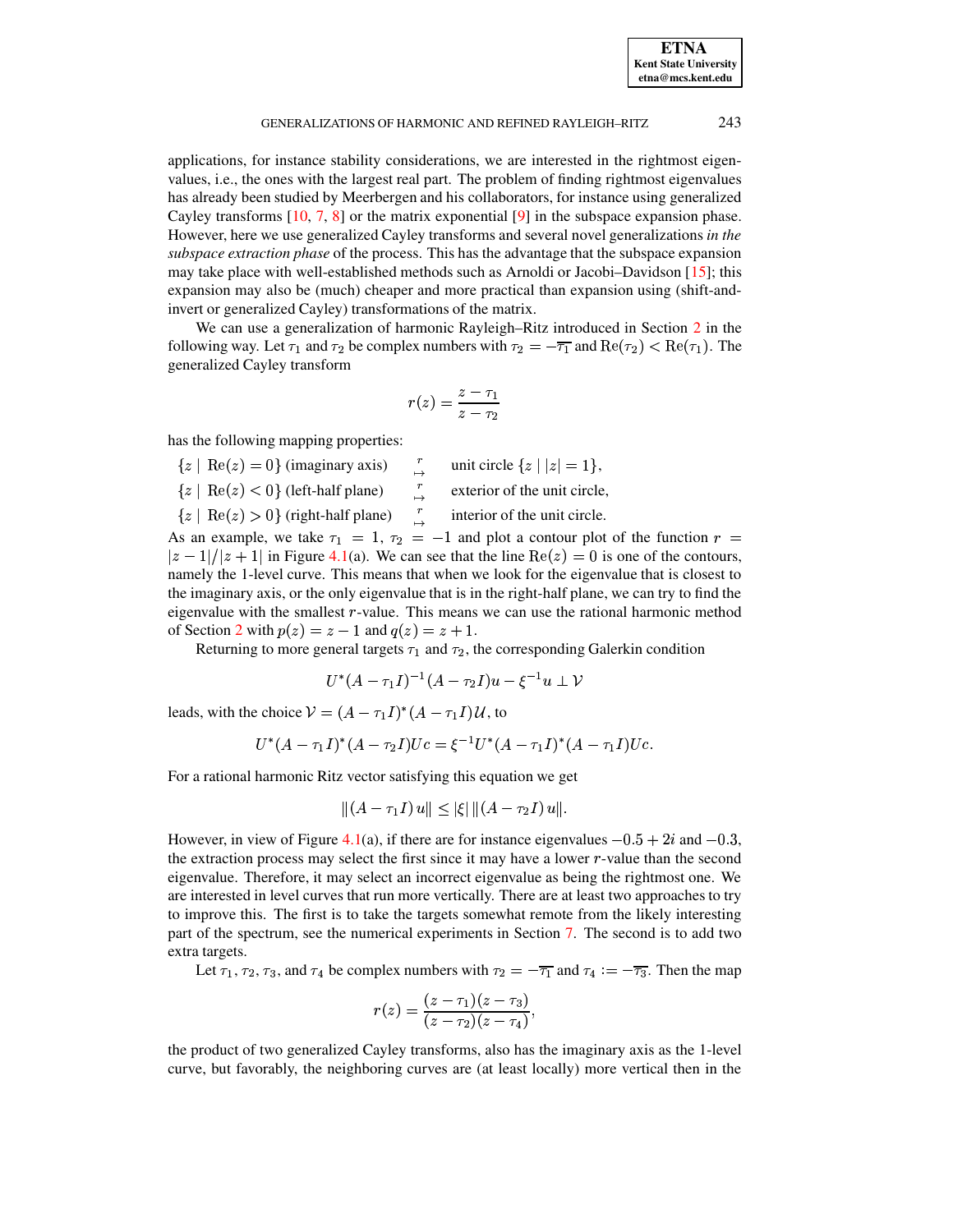applications, for instance stability considerations, we are interested in the rightmost eigenvalues, i.e., the ones with the largest real part. The problem of finding rightmost eigenvalues has already been studied by Meerbergen and his collaborators, for instance using generalized Cayley transforms [10, 7, 8] or the matrix exponential [9] in the subspace expansion phase. However, here we use generalized Cayley transforms and several novel generalizations *in the subspace extraction phase* of the process. This has the advantage that the subspace expansion may take place with well-established methods such as Arnoldi or Jacobi–Davidson [15]; this expansion may also be (much) cheaper and more practical than expansion using (shift-and-invert or generalized Cayley) transformations of the matrix.

We can use a generalization of harmonic Rayleigh–Ritz introduced in Section 2 in the following way. Let $\tau_1$ and $\tau_2$ be complex numbers with $\tau_2 = -\overline{\tau_1}$ and $\mathrm{Re}(\tau_2) < \mathrm{Re}(\tau_1)$. The generalized Cayley transform

$$r(z) = \frac{z - \tau_1}{z - \tau_2}$$

has the following mapping properties:

$$\begin{array}{lcl}
\{z \mid \mathrm{Re}(z) = 0\} \text{ (imaginary axis)} & \overset{r}{\mapsto} & \text{unit circle } \{z \mid |z| = 1\}, \\
\{z \mid \mathrm{Re}(z) < 0\} \text{ (left-half plane)} & \overset{r}{\mapsto} & \text{exterior of the unit circle,} \\
\{z \mid \mathrm{Re}(z) > 0\} \text{ (right-half plane)} & \overset{r}{\mapsto} & \text{interior of the unit circle.}
\end{array}$$

As an example, we take $\tau_1 = 1$, $\tau_2 = -1$ and plot a contour plot of the function $r = |z-1|/|z+1|$ in Figure 4.1(a). We can see that the line $\mathrm{Re}(z) = 0$ is one of the contours, namely the 1-level curve. This means that when we look for the eigenvalue that is closest to the imaginary axis, or the only eigenvalue that is in the right-half plane, we can try to find the eigenvalue with the smallest $r$-value. This means we can use the rational harmonic method of Section 2 with $p(z) = z - 1$ and $q(z) = z + 1$.

Returning to more general targets $\tau_1$ and $\tau_2$, the corresponding Galerkin condition

$$U^*(A - \tau_1 I)^{-1}(A - \tau_2 I)u - \xi^{-1} u \perp \mathcal{V}$$

leads, with the choice $\mathcal{V} = (A - \tau_1 I)^*(A - \tau_1 I)\mathcal{U}$, to

$$U^*(A - \tau_1 I)^*(A - \tau_2 I)Uc = \xi^{-1} U^*(A - \tau_1 I)^*(A - \tau_1 I)Uc.$$

For a rational harmonic Ritz vector satisfying this equation we get

$$\|(A - \tau_1 I)\, u\| \le |\xi|\, \|(A - \tau_2 I)\, u\|.$$

However, in view of Figure 4.1(a), if there are for instance eigenvalues $-0.5 + 2i$ and $-0.3$, the extraction process may select the first since it may have a lower $r$-value than the second eigenvalue. Therefore, it may select an incorrect eigenvalue as being the rightmost one. We are interested in level curves that run more vertically. There are at least two approaches to try to improve this. The first is to take the targets somewhat remote from the likely interesting part of the spectrum, see the numerical experiments in Section 7. The second is to add two extra targets.

Let $\tau_1$, $\tau_2$, $\tau_3$, and $\tau_4$ be complex numbers with $\tau_2 = -\overline{\tau_1}$ and $\tau_4 := -\overline{\tau_3}$. Then the map

$$r(z) = \frac{(z - \tau_1)(z - \tau_3)}{(z - \tau_2)(z - \tau_4)},$$

the product of two generalized Cayley transforms, also has the imaginary axis as the 1-level curve, but favorably, the neighboring curves are (at least locally) more vertical then in the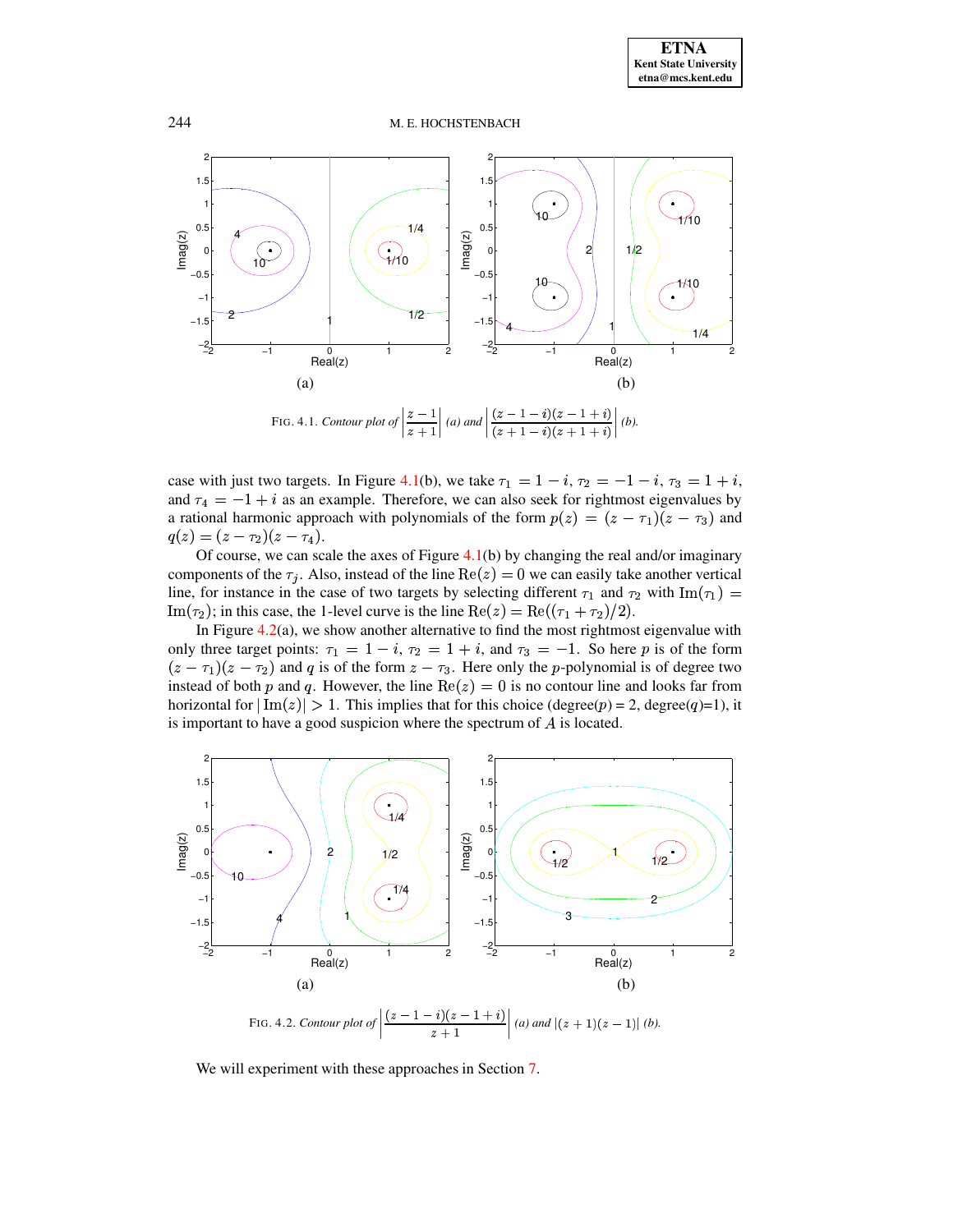FIG. 4.1. *Contour plot of* $\left|\frac{z-1}{z+1}\right|$ *(a) and* $\left|\frac{(z-1-i)(z-1+i)}{(z+1-i)(z+1+i)}\right|$ *(b).*

case with just two targets. In Figure 4.1(b), we take $\tau_1 = 1-i$, $\tau_2 = -1-i$, $\tau_3 = 1+i$, and $\tau_4 = -1+i$ as an example. Therefore, we can also seek for rightmost eigenvalues by a rational harmonic approach with polynomials of the form $p(z) = (z-\tau_1)(z-\tau_3)$ and $q(z) = (z-\tau_2)(z-\tau_4)$.

Of course, we can scale the axes of Figure 4.1(b) by changing the real and/or imaginary components of the $\tau_j$. Also, instead of the line $\mathrm{Re}(z) = 0$ we can easily take another vertical line, for instance in the case of two targets by selecting different $\tau_1$ and $\tau_2$ with $\mathrm{Im}(\tau_1) = \mathrm{Im}(\tau_2)$; in this case, the 1-level curve is the line $\mathrm{Re}(z) = \mathrm{Re}((\tau_1+\tau_2)/2)$.

In Figure 4.2(a), we show another alternative to find the most rightmost eigenvalue with only three target points: $\tau_1 = 1-i$, $\tau_2 = 1+i$, and $\tau_3 = -1$. So here $p$ is of the form $(z-\tau_1)(z-\tau_2)$ and $q$ is of the form $z-\tau_3$. Here only the $p$-polynomial is of degree two instead of both $p$ and $q$. However, the line $\mathrm{Re}(z) = 0$ is no contour line and looks far from horizontal for $|\,\mathrm{Im}(z)| > 1$. This implies that for this choice (degree($p$) = 2, degree($q$)=1), it is important to have a good suspicion where the spectrum of $A$ is located.

FIG. 4.2. *Contour plot of* $\left|\frac{(z-1-i)(z-1+i)}{z+1}\right|$ *(a) and* $|(z+1)(z-1)|$ *(b).*

We will experiment with these approaches in Section 7.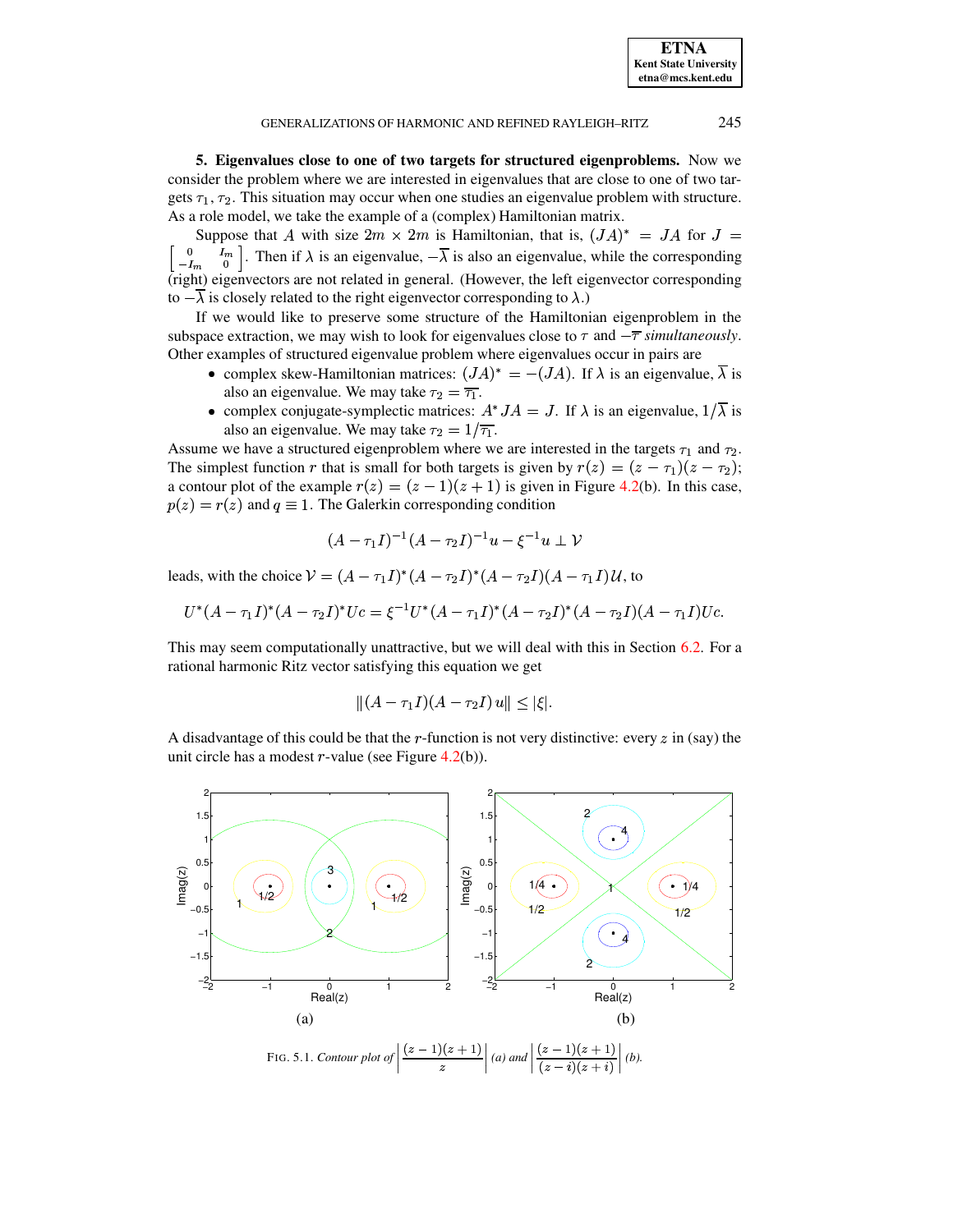**5. Eigenvalues close to one of two targets for structured eigenproblems.** Now we consider the problem where we are interested in eigenvalues that are close to one of two targets $\tau_1, \tau_2$. This situation may occur when one studies an eigenvalue problem with structure. As a role model, we take the example of a (complex) Hamiltonian matrix.

Suppose that $A$ with size $2m \times 2m$ is Hamiltonian, that is, $(JA)^* = JA$ for $J = \begin{bmatrix} 0 & I_m \\ -I_m & 0 \end{bmatrix}$. Then if $\lambda$ is an eigenvalue, $-\overline{\lambda}$ is also an eigenvalue, while the corresponding (right) eigenvectors are not related in general. (However, the left eigenvector corresponding to $-\overline{\lambda}$ is closely related to the right eigenvector corresponding to $\lambda$.)

If we would like to preserve some structure of the Hamiltonian eigenproblem in the subspace extraction, we may wish to look for eigenvalues close to $\tau$ and $-\overline{\tau}$ *simultaneously*. Other examples of structured eigenvalue problem where eigenvalues occur in pairs are

- complex skew-Hamiltonian matrices: $(JA)^* = -(JA)$. If $\lambda$ is an eigenvalue, $\overline{\lambda}$ is also an eigenvalue. We may take $\tau_2 = \overline{\tau_1}$.
- complex conjugate-symplectic matrices: $A^* JA = J$. If $\lambda$ is an eigenvalue, $1/\overline{\lambda}$ is also an eigenvalue. We may take $\tau_2 = 1/\overline{\tau_1}$.

Assume we have a structured eigenproblem where we are interested in the targets $\tau_1$ and $\tau_2$. The simplest function $r$ that is small for both targets is given by $r(z) = (z - \tau_1)(z - \tau_2)$; a contour plot of the example $r(z) = (z-1)(z+1)$ is given in Figure 4.2(b). In this case, $p(z) = r(z)$ and $q \equiv 1$. The Galerkin corresponding condition

$$(A - \tau_1 I)^{-1}(A - \tau_2 I)^{-1} u - \xi^{-1} u \perp \mathcal{V}$$

leads, with the choice $\mathcal{V} = (A - \tau_1 I)^*(A - \tau_2 I)^*(A - \tau_2 I)(A - \tau_1 I)\mathcal{U}$, to

$$U^*(A - \tau_1 I)^*(A - \tau_2 I)^* U c = \xi^{-1} U^*(A - \tau_1 I)^*(A - \tau_2 I)^*(A - \tau_2 I)(A - \tau_1 I) U c.$$

This may seem computationally unattractive, but we will deal with this in Section 6.2. For a rational harmonic Ritz vector satisfying this equation we get

$$\|(A - \tau_1 I)(A - \tau_2 I)\, u\| \le |\xi|.$$

A disadvantage of this could be that the $r$-function is not very distinctive: every $z$ in (say) the unit circle has a modest $r$-value (see Figure 4.2(b)).

FIG. 5.1. *Contour plot of* $\left|\dfrac{(z-1)(z+1)}{z}\right|$ *(a) and* $\left|\dfrac{(z-1)(z+1)}{(z-i)(z+i)}\right|$ *(b).*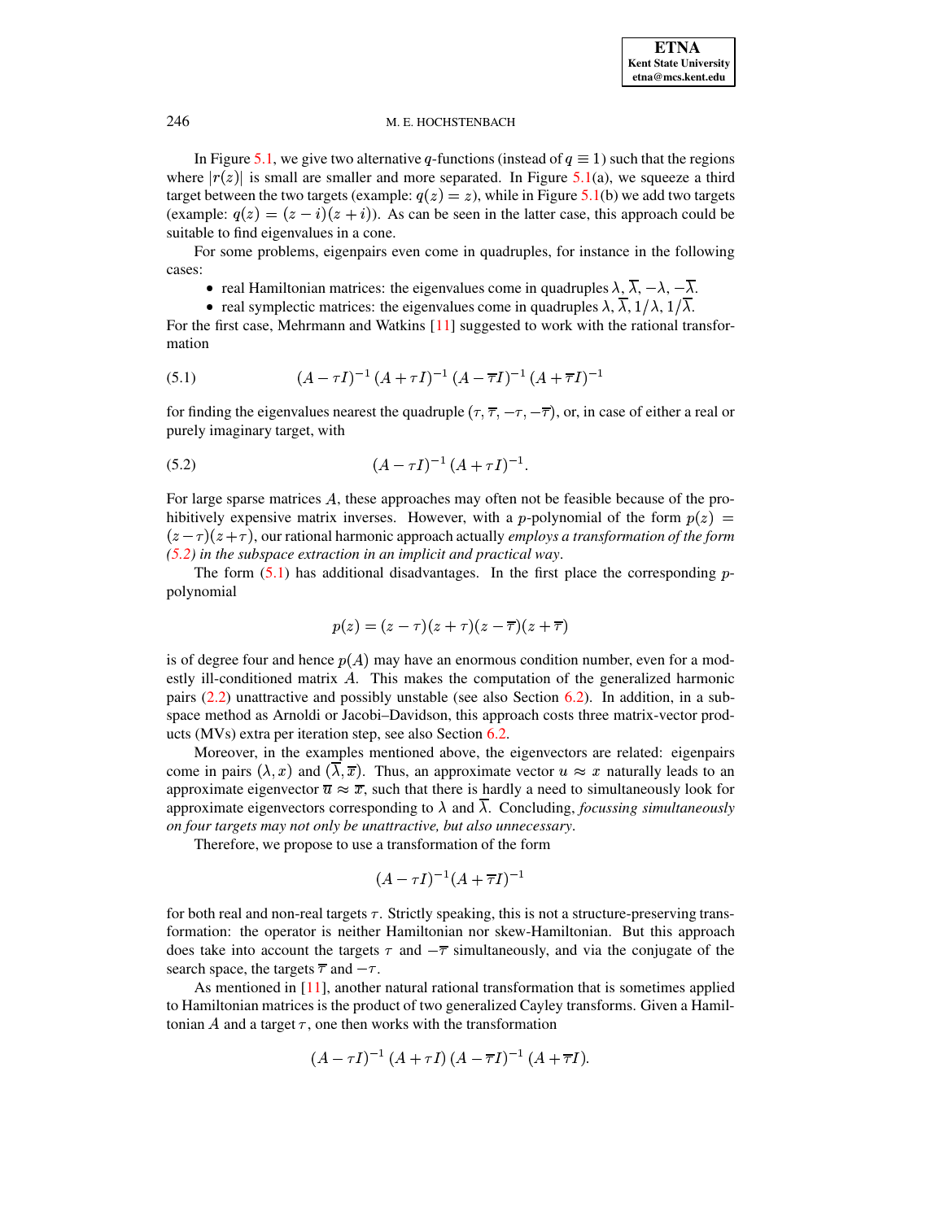In Figure 5.1, we give two alternative $q$-functions (instead of $q \equiv 1$) such that the regions where $|r(z)|$ is small are smaller and more separated. In Figure 5.1(a), we squeeze a third target between the two targets (example: $q(z) = z$), while in Figure 5.1(b) we add two targets (example: $q(z) = (z - i)(z + i)$). As can be seen in the latter case, this approach could be suitable to find eigenvalues in a cone.

For some problems, eigenpairs even come in quadruples, for instance in the following cases:

- real Hamiltonian matrices: the eigenvalues come in quadruples $\lambda, \overline{\lambda}, -\lambda, -\overline{\lambda}$.
- real symplectic matrices: the eigenvalues come in quadruples $\lambda, \overline{\lambda}, 1/\lambda, 1/\overline{\lambda}$.

For the first case, Mehrmann and Watkins [11] suggested to work with the rational transformation

$$(A - \tau I)^{-1} \, (A + \tau I)^{-1} \, (A - \overline{\tau} I)^{-1} \, (A + \overline{\tau} I)^{-1} \tag{5.1}$$

for finding the eigenvalues nearest the quadruple $(\tau, \overline{\tau}, -\tau, -\overline{\tau})$, or, in case of either a real or purely imaginary target, with

$$(A - \tau I)^{-1} \, (A + \tau I)^{-1}. \tag{5.2}$$

For large sparse matrices $A$, these approaches may often not be feasible because of the prohibitively expensive matrix inverses. However, with a $p$-polynomial of the form $p(z) = (z - \tau)(z + \tau)$, our rational harmonic approach actually *employs a transformation of the form (5.2) in the subspace extraction in an implicit and practical way*.

The form (5.1) has additional disadvantages. In the first place the corresponding $p$-polynomial

$$p(z) = (z - \tau)(z + \tau)(z - \overline{\tau})(z + \overline{\tau})$$

is of degree four and hence $p(A)$ may have an enormous condition number, even for a modestly ill-conditioned matrix $A$. This makes the computation of the generalized harmonic pairs (2.2) unattractive and possibly unstable (see also Section 6.2). In addition, in a subspace method as Arnoldi or Jacobi–Davidson, this approach costs three matrix-vector products (MVs) extra per iteration step, see also Section 6.2.

Moreover, in the examples mentioned above, the eigenvectors are related: eigenpairs come in pairs $(\lambda, x)$ and $(\overline{\lambda}, \overline{x})$. Thus, an approximate vector $u \approx x$ naturally leads to an approximate eigenvector $\overline{u} \approx \overline{x}$, such that there is hardly a need to simultaneously look for approximate eigenvectors corresponding to $\lambda$ and $\overline{\lambda}$. Concluding, *focussing simultaneously on four targets may not only be unattractive, but also unnecessary*.

Therefore, we propose to use a transformation of the form

$$(A - \tau I)^{-1}(A + \overline{\tau} I)^{-1}$$

for both real and non-real targets $\tau$. Strictly speaking, this is not a structure-preserving transformation: the operator is neither Hamiltonian nor skew-Hamiltonian. But this approach does take into account the targets $\tau$ and $-\overline{\tau}$ simultaneously, and via the conjugate of the search space, the targets $\overline{\tau}$ and $-\tau$.

As mentioned in [11], another natural rational transformation that is sometimes applied to Hamiltonian matrices is the product of two generalized Cayley transforms. Given a Hamiltonian $A$ and a target $\tau$, one then works with the transformation

$$(A - \tau I)^{-1} \, (A + \tau I) \, (A - \overline{\tau} I)^{-1} \, (A + \overline{\tau} I).$$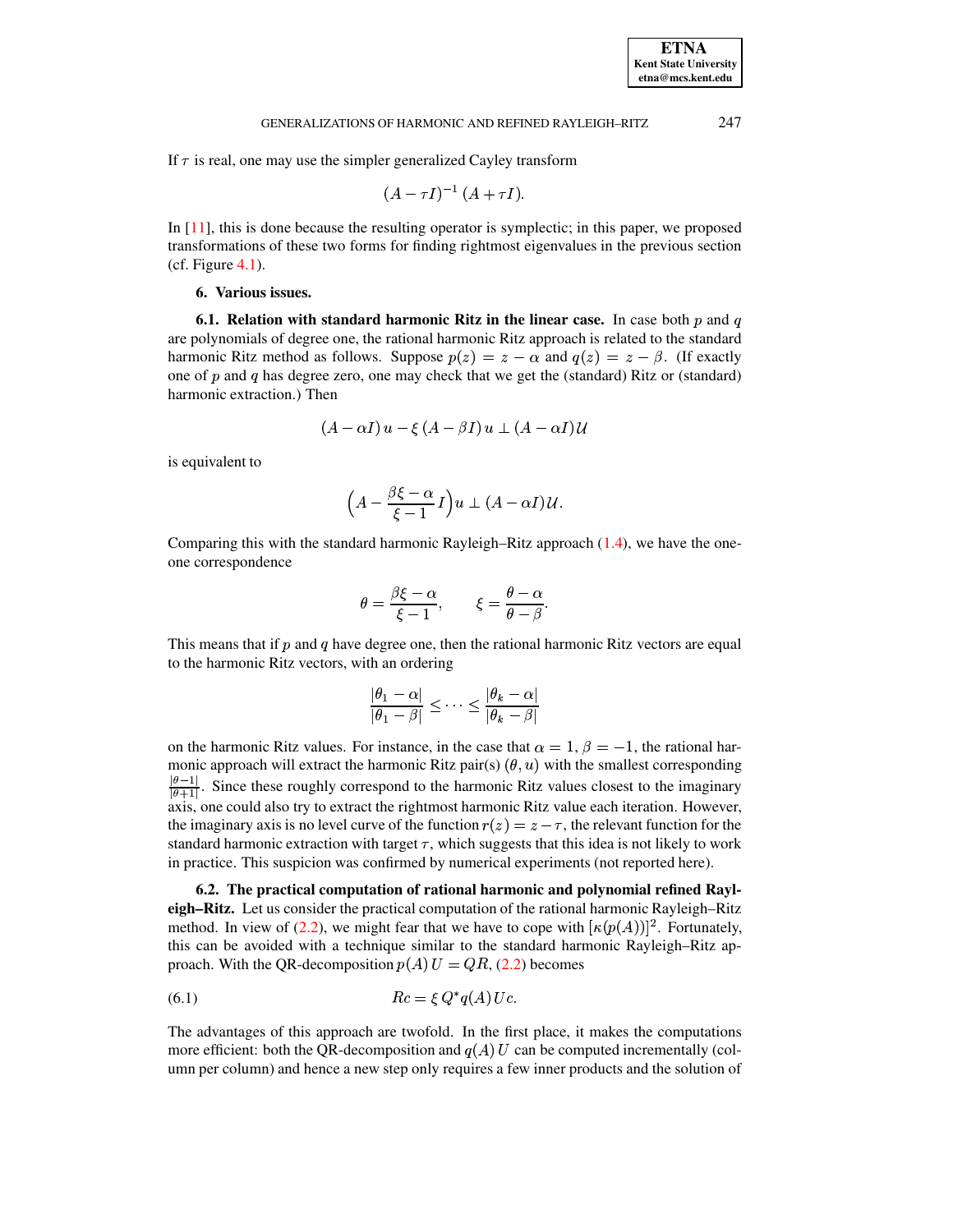If $\tau$ is real, one may use the simpler generalized Cayley transform

$$(A - \tau I)^{-1}\,(A + \tau I).$$

In [11], this is done because the resulting operator is symplectic; in this paper, we proposed transformations of these two forms for finding rightmost eigenvalues in the previous section (cf. Figure 4.1).

## 6. Various issues.

**6.1. Relation with standard harmonic Ritz in the linear case.** In case both $p$ and $q$ are polynomials of degree one, the rational harmonic Ritz approach is related to the standard harmonic Ritz method as follows. Suppose $p(z) = z - \alpha$ and $q(z) = z - \beta$. (If exactly one of $p$ and $q$ has degree zero, one may check that we get the (standard) Ritz or (standard) harmonic extraction.) Then

$$(A - \alpha I)\,u - \xi\,(A - \beta I)\,u \perp (A - \alpha I)\,\mathcal{U}$$

is equivalent to

$$\Big(A - \frac{\beta\xi - \alpha}{\xi - 1}\,I\Big)u \perp (A - \alpha I)\,\mathcal{U}.$$

Comparing this with the standard harmonic Rayleigh–Ritz approach (1.4), we have the one-one correspondence

$$\theta = \frac{\beta\xi - \alpha}{\xi - 1}, \qquad \xi = \frac{\theta - \alpha}{\theta - \beta}.$$

This means that if $p$ and $q$ have degree one, then the rational harmonic Ritz vectors are equal to the harmonic Ritz vectors, with an ordering

$$\frac{|\theta_1 - \alpha|}{|\theta_1 - \beta|} \leq \cdots \leq \frac{|\theta_k - \alpha|}{|\theta_k - \beta|}$$

on the harmonic Ritz values. For instance, in the case that $\alpha = 1$, $\beta = -1$, the rational harmonic approach will extract the harmonic Ritz pair(s) $(\theta, u)$ with the smallest corresponding $\frac{|\theta - 1|}{|\theta + 1|}$. Since these roughly correspond to the harmonic Ritz values closest to the imaginary axis, one could also try to extract the rightmost harmonic Ritz value each iteration. However, the imaginary axis is no level curve of the function $r(z) = z - \tau$, the relevant function for the standard harmonic extraction with target $\tau$, which suggests that this idea is not likely to work in practice. This suspicion was confirmed by numerical experiments (not reported here).

**6.2. The practical computation of rational harmonic and polynomial refined Rayleigh–Ritz.** Let us consider the practical computation of the rational harmonic Rayleigh–Ritz method. In view of (2.2), we might fear that we have to cope with $[\kappa(p(A))]^2$. Fortunately, this can be avoided with a technique similar to the standard harmonic Rayleigh–Ritz approach. With the QR-decomposition $p(A)\,U = QR$, (2.2) becomes

$$Rc = \xi\, Q^* q(A)\, Uc. \tag{6.1}$$

The advantages of this approach are twofold. In the first place, it makes the computations more efficient: both the QR-decomposition and $q(A)\,U$ can be computed incrementally (column per column) and hence a new step only requires a few inner products and the solution of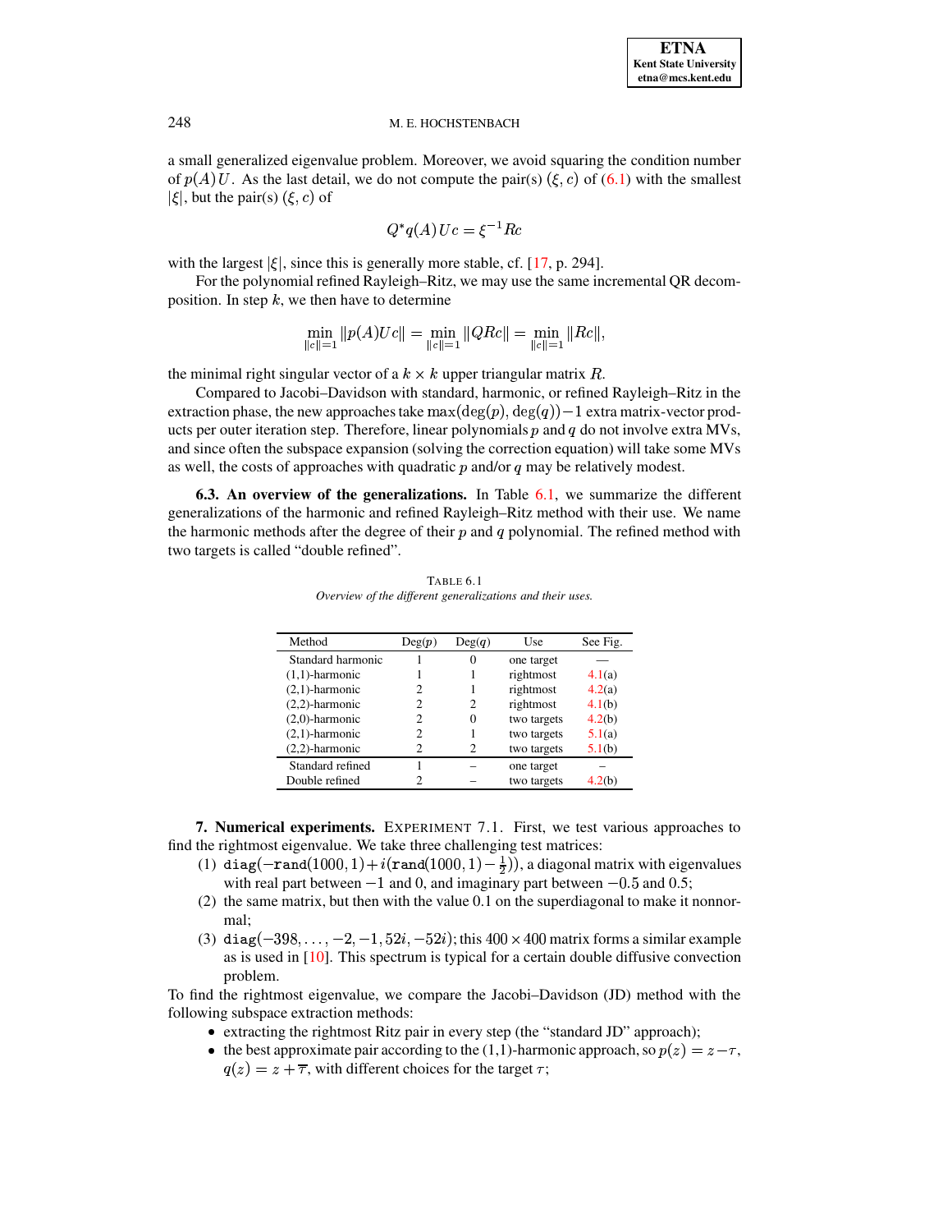a small generalized eigenvalue problem. Moreover, we avoid squaring the condition number of $p(A)U$. As the last detail, we do not compute the pair(s) $(\xi, c)$ of (6.1) with the smallest $|\xi|$, but the pair(s) $(\xi, c)$ of

$$Q^* q(A)\, Uc = \xi^{-1} Rc$$

with the largest $|\xi|$, since this is generally more stable, cf. [17, p. 294].

For the polynomial refined Rayleigh–Ritz, we may use the same incremental QR decomposition. In step $k$, we then have to determine

$$\min_{\|c\|=1} \|p(A)Uc\| = \min_{\|c\|=1} \|QRc\| = \min_{\|c\|=1} \|Rc\|,$$

the minimal right singular vector of a $k \times k$ upper triangular matrix $R$.

Compared to Jacobi–Davidson with standard, harmonic, or refined Rayleigh–Ritz in the extraction phase, the new approaches take $\max(\deg(p), \deg(q)) - 1$ extra matrix-vector products per outer iteration step. Therefore, linear polynomials $p$ and $q$ do not involve extra MVs, and since often the subspace expansion (solving the correction equation) will take some MVs as well, the costs of approaches with quadratic $p$ and/or $q$ may be relatively modest.

**6.3. An overview of the generalizations.** In Table 6.1, we summarize the different generalizations of the harmonic and refined Rayleigh–Ritz method with their use. We name the harmonic methods after the degree of their $p$ and $q$ polynomial. The refined method with two targets is called "double refined".

TABLE 6.1
*Overview of the different generalizations and their uses.*

| Method | Deg($p$) | Deg($q$) | Use | See Fig. |
|---|---|---|---|---|
| Standard harmonic | 1 | 0 | one target | — |
| (1,1)-harmonic | 1 | 1 | rightmost | 4.1(a) |
| (2,1)-harmonic | 2 | 1 | rightmost | 4.2(a) |
| (2,2)-harmonic | 2 | 2 | rightmost | 4.1(b) |
| (2,0)-harmonic | 2 | 0 | two targets | 4.2(b) |
| (2,1)-harmonic | 2 | 1 | two targets | 5.1(a) |
| (2,2)-harmonic | 2 | 2 | two targets | 5.1(b) |
| Standard refined | 1 | – | one target | – |
| Double refined | 2 | – | two targets | 4.2(b) |

**7. Numerical experiments.** EXPERIMENT 7.1. First, we test various approaches to find the rightmost eigenvalue. We take three challenging test matrices:

1. $\texttt{diag}(-\texttt{rand}(1000,1) + i(\texttt{rand}(1000,1) - \frac{1}{2}))$, a diagonal matrix with eigenvalues with real part between $-1$ and $0$, and imaginary part between $-0.5$ and $0.5$;
2. the same matrix, but then with the value 0.1 on the superdiagonal to make it nonnormal;
3. $\texttt{diag}(-398, \ldots, -2, -1, 52i, -52i)$; this $400 \times 400$ matrix forms a similar example as is used in [10]. This spectrum is typical for a certain double diffusive convection problem.

To find the rightmost eigenvalue, we compare the Jacobi–Davidson (JD) method with the following subspace extraction methods:

- extracting the rightmost Ritz pair in every step (the "standard JD" approach);
- the best approximate pair according to the (1,1)-harmonic approach, so $p(z) = z - \tau$, $q(z) = z + \overline{\tau}$, with different choices for the target $\tau$;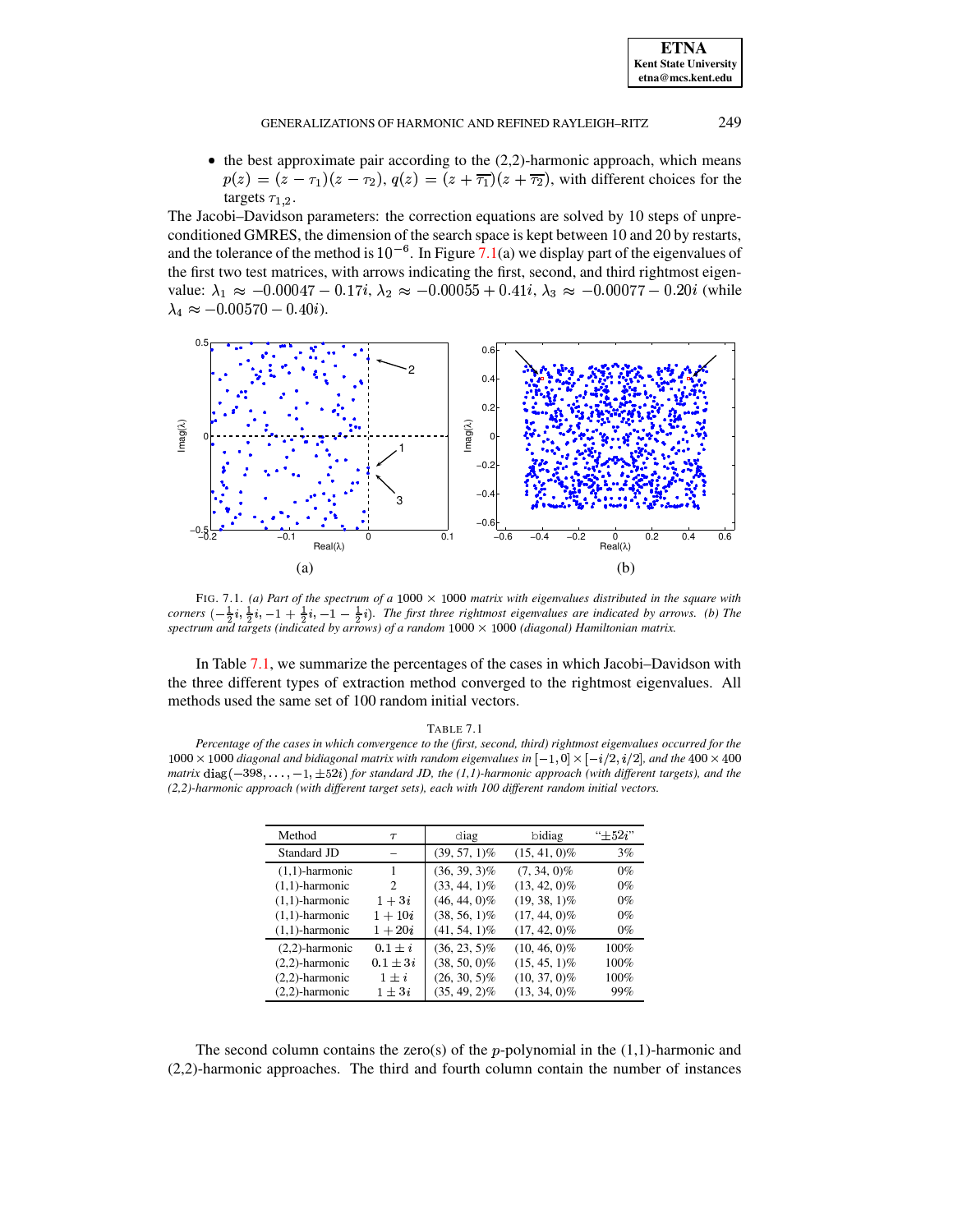- the best approximate pair according to the (2,2)-harmonic approach, which means $p(z) = (z - \tau_1)(z - \tau_2)$, $q(z) = (z + \overline{\tau_1})(z + \overline{\tau_2})$, with different choices for the targets $\tau_{1,2}$.

The Jacobi–Davidson parameters: the correction equations are solved by 10 steps of unpreconditioned GMRES, the dimension of the search space is kept between 10 and 20 by restarts, and the tolerance of the method is $10^{-6}$. In Figure 7.1(a) we display part of the eigenvalues of the first two test matrices, with arrows indicating the first, second, and third rightmost eigenvalue: $\lambda_1 \approx -0.00047 - 0.17i$, $\lambda_2 \approx -0.00055 + 0.41i$, $\lambda_3 \approx -0.00077 - 0.20i$ (while $\lambda_4 \approx -0.00570 - 0.40i$).

FIG. 7.1. *(a) Part of the spectrum of a $1000 \times 1000$ matrix with eigenvalues distributed in the square with corners $(-\frac{1}{2}i, \frac{1}{2}i, -1 + \frac{1}{2}i, -1 - \frac{1}{2}i)$. The first three rightmost eigenvalues are indicated by arrows. (b) The spectrum and targets (indicated by arrows) of a random $1000 \times 1000$ (diagonal) Hamiltonian matrix.*

In Table 7.1, we summarize the percentages of the cases in which Jacobi–Davidson with the three different types of extraction method converged to the rightmost eigenvalues. All methods used the same set of 100 random initial vectors.

TABLE 7.1

*Percentage of the cases in which convergence to the (first, second, third) rightmost eigenvalues occurred for the $1000 \times 1000$ diagonal and bidiagonal matrix with random eigenvalues in $[-1, 0] \times [-i/2, i/2]$, and the $400 \times 400$ matrix $\mathrm{diag}(-398, \ldots, -1, \pm 52i)$ for standard JD, the (1,1)-harmonic approach (with different targets), and the (2,2)-harmonic approach (with different target sets), each with 100 different random initial vectors.*

| Method | $\tau$ | diag | bidiag | "$\pm 52i$" |
|---|---|---|---|---|
| Standard JD | – | (39, 57, 1)% | (15, 41, 0)% | 3% |
| (1,1)-harmonic | 1 | (36, 39, 3)% | (7, 34, 0)% | 0% |
| (1,1)-harmonic | 2 | (33, 44, 1)% | (13, 42, 0)% | 0% |
| (1,1)-harmonic | $1 + 3i$ | (46, 44, 0)% | (19, 38, 1)% | 0% |
| (1,1)-harmonic | $1 + 10i$ | (38, 56, 1)% | (17, 44, 0)% | 0% |
| (1,1)-harmonic | $1 + 20i$ | (41, 54, 1)% | (17, 42, 0)% | 0% |
| (2,2)-harmonic | $0.1 \pm i$ | (36, 23, 5)% | (10, 46, 0)% | 100% |
| (2,2)-harmonic | $0.1 \pm 3i$ | (38, 50, 0)% | (15, 45, 1)% | 100% |
| (2,2)-harmonic | $1 \pm i$ | (26, 30, 5)% | (10, 37, 0)% | 100% |
| (2,2)-harmonic | $1 \pm 3i$ | (35, 49, 2)% | (13, 34, 0)% | 99% |

The second column contains the zero(s) of the $p$-polynomial in the (1,1)-harmonic and (2,2)-harmonic approaches. The third and fourth column contain the number of instances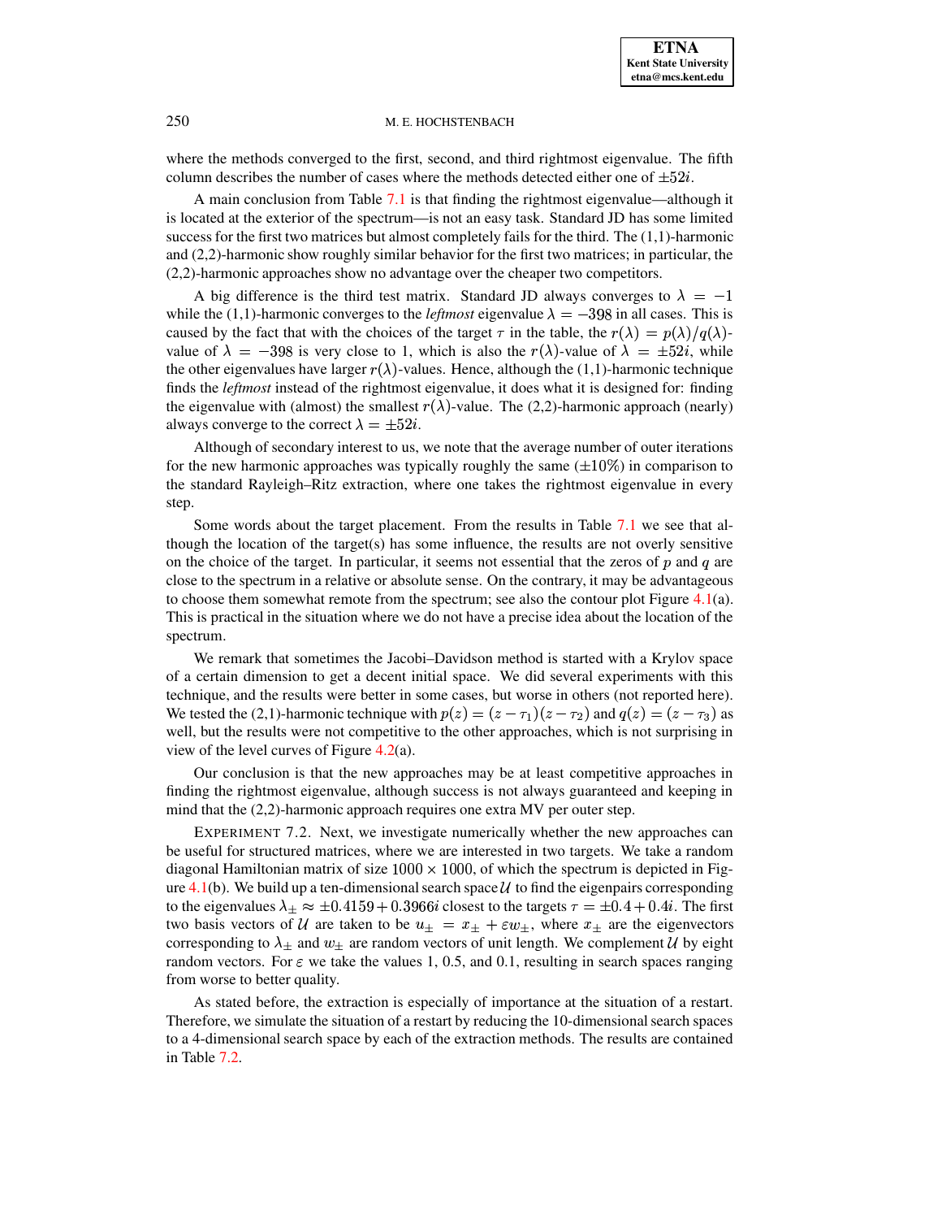where the methods converged to the first, second, and third rightmost eigenvalue. The fifth column describes the number of cases where the methods detected either one of $\pm 52i$.

A main conclusion from Table 7.1 is that finding the rightmost eigenvalue—although it is located at the exterior of the spectrum—is not an easy task. Standard JD has some limited success for the first two matrices but almost completely fails for the third. The (1,1)-harmonic and (2,2)-harmonic show roughly similar behavior for the first two matrices; in particular, the (2,2)-harmonic approaches show no advantage over the cheaper two competitors.

A big difference is the third test matrix. Standard JD always converges to $\lambda = -1$ while the (1,1)-harmonic converges to the *leftmost* eigenvalue $\lambda = -398$ in all cases. This is caused by the fact that with the choices of the target $\tau$ in the table, the $r(\lambda) = p(\lambda)/q(\lambda)$-value of $\lambda = -398$ is very close to 1, which is also the $r(\lambda)$-value of $\lambda = \pm 52i$, while the other eigenvalues have larger $r(\lambda)$-values. Hence, although the (1,1)-harmonic technique finds the *leftmost* instead of the rightmost eigenvalue, it does what it is designed for: finding the eigenvalue with (almost) the smallest $r(\lambda)$-value. The (2,2)-harmonic approach (nearly) always converge to the correct $\lambda = \pm 52i$.

Although of secondary interest to us, we note that the average number of outer iterations for the new harmonic approaches was typically roughly the same ($\pm 10\%$) in comparison to the standard Rayleigh–Ritz extraction, where one takes the rightmost eigenvalue in every step.

Some words about the target placement. From the results in Table 7.1 we see that although the location of the target(s) has some influence, the results are not overly sensitive on the choice of the target. In particular, it seems not essential that the zeros of $p$ and $q$ are close to the spectrum in a relative or absolute sense. On the contrary, it may be advantageous to choose them somewhat remote from the spectrum; see also the contour plot Figure 4.1(a). This is practical in the situation where we do not have a precise idea about the location of the spectrum.

We remark that sometimes the Jacobi–Davidson method is started with a Krylov space of a certain dimension to get a decent initial space. We did several experiments with this technique, and the results were better in some cases, but worse in others (not reported here). We tested the (2,1)-harmonic technique with $p(z) = (z - \tau_1)(z - \tau_2)$ and $q(z) = (z - \tau_3)$ as well, but the results were not competitive to the other approaches, which is not surprising in view of the level curves of Figure 4.2(a).

Our conclusion is that the new approaches may be at least competitive approaches in finding the rightmost eigenvalue, although success is not always guaranteed and keeping in mind that the (2,2)-harmonic approach requires one extra MV per outer step.

EXPERIMENT 7.2. Next, we investigate numerically whether the new approaches can be useful for structured matrices, where we are interested in two targets. We take a random diagonal Hamiltonian matrix of size $1000 \times 1000$, of which the spectrum is depicted in Figure 4.1(b). We build up a ten-dimensional search space $\mathcal{U}$ to find the eigenpairs corresponding to the eigenvalues $\lambda_{\pm} \approx \pm 0.4159 + 0.3966i$ closest to the targets $\tau = \pm 0.4 + 0.4i$. The first two basis vectors of $\mathcal{U}$ are taken to be $u_{\pm} = x_{\pm} + \varepsilon w_{\pm}$, where $x_{\pm}$ are the eigenvectors corresponding to $\lambda_{\pm}$ and $w_{\pm}$ are random vectors of unit length. We complement $\mathcal{U}$ by eight random vectors. For $\varepsilon$ we take the values 1, 0.5, and 0.1, resulting in search spaces ranging from worse to better quality.

As stated before, the extraction is especially of importance at the situation of a restart. Therefore, we simulate the situation of a restart by reducing the 10-dimensional search spaces to a 4-dimensional search space by each of the extraction methods. The results are contained in Table 7.2.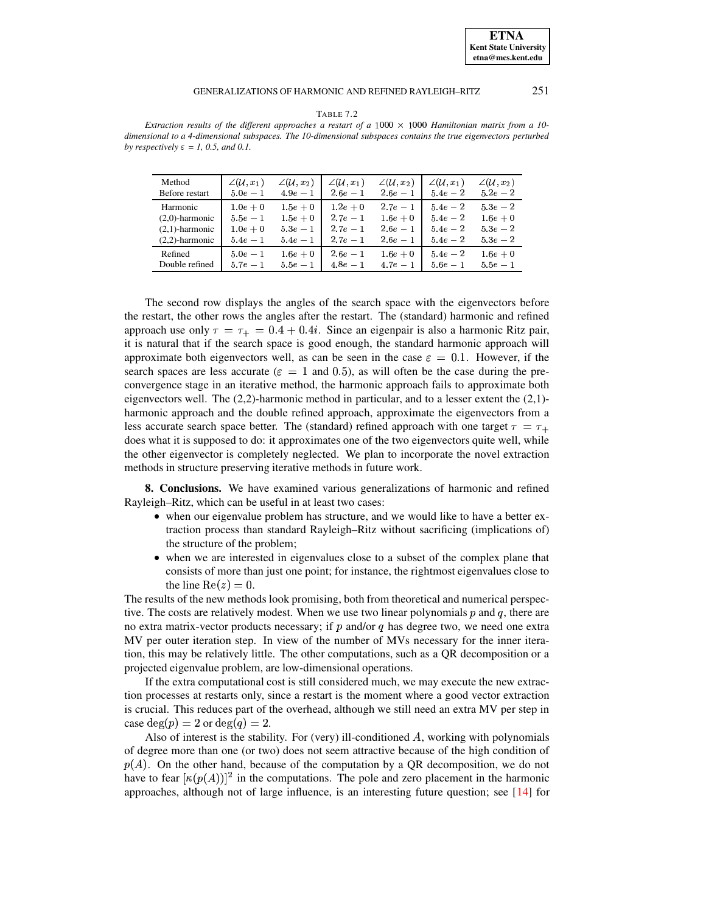TABLE 7.2

*Extraction results of the different approaches a restart of a $1000 \times 1000$ Hamiltonian matrix from a 10-dimensional to a 4-dimensional subspaces. The 10-dimensional subspaces contains the true eigenvectors perturbed by respectively $\varepsilon$ = 1, 0.5, and 0.1.*

| Method | $\angle(\mathcal{U}, x_1)$ | $\angle(\mathcal{U}, x_2)$ | $\angle(\mathcal{U}, x_1)$ | $\angle(\mathcal{U}, x_2)$ | $\angle(\mathcal{U}, x_1)$ | $\angle(\mathcal{U}, x_2)$ |
|---|---|---|---|---|---|---|
| Before restart | $5.0e-1$ | $4.9e-1$ | $2.6e-1$ | $2.6e-1$ | $5.4e-2$ | $5.2e-2$ |
| Harmonic | $1.0e+0$ | $1.5e+0$ | $1.2e+0$ | $2.7e-1$ | $5.4e-2$ | $5.3e-2$ |
| (2,0)-harmonic | $5.5e-1$ | $1.5e+0$ | $2.7e-1$ | $1.6e+0$ | $5.4e-2$ | $1.6e+0$ |
| (2,1)-harmonic | $1.0e+0$ | $5.3e-1$ | $2.7e-1$ | $2.6e-1$ | $5.4e-2$ | $5.3e-2$ |
| (2,2)-harmonic | $5.4e-1$ | $5.4e-1$ | $2.7e-1$ | $2.6e-1$ | $5.4e-2$ | $5.3e-2$ |
| Refined | $5.0e-1$ | $1.6e+0$ | $2.6e-1$ | $1.6e+0$ | $5.4e-2$ | $1.6e+0$ |
| Double refined | $5.7e-1$ | $5.5e-1$ | $4.8e-1$ | $4.7e-1$ | $5.6e-1$ | $5.5e-1$ |

The second row displays the angles of the search space with the eigenvectors before the restart, the other rows the angles after the restart. The (standard) harmonic and refined approach use only $\tau = \tau_+ = 0.4 + 0.4i$. Since an eigenpair is also a harmonic Ritz pair, it is natural that if the search space is good enough, the standard harmonic approach will approximate both eigenvectors well, as can be seen in the case $\varepsilon = 0.1$. However, if the search spaces are less accurate ($\varepsilon = 1$ and $0.5$), as will often be the case during the pre-convergence stage in an iterative method, the harmonic approach fails to approximate both eigenvectors well. The (2,2)-harmonic method in particular, and to a lesser extent the (2,1)-harmonic approach and the double refined approach, approximate the eigenvectors from a less accurate search space better. The (standard) refined approach with one target $\tau = \tau_+$ does what it is supposed to do: it approximates one of the two eigenvectors quite well, while the other eigenvector is completely neglected. We plan to incorporate the novel extraction methods in structure preserving iterative methods in future work.

**8. Conclusions.** We have examined various generalizations of harmonic and refined Rayleigh–Ritz, which can be useful in at least two cases:

- when our eigenvalue problem has structure, and we would like to have a better extraction process than standard Rayleigh–Ritz without sacrificing (implications of) the structure of the problem;
- when we are interested in eigenvalues close to a subset of the complex plane that consists of more than just one point; for instance, the rightmost eigenvalues close to the line $\mathrm{Re}(z) = 0$.

The results of the new methods look promising, both from theoretical and numerical perspective. The costs are relatively modest. When we use two linear polynomials $p$ and $q$, there are no extra matrix-vector products necessary; if $p$ and/or $q$ has degree two, we need one extra MV per outer iteration step. In view of the number of MVs necessary for the inner iteration, this may be relatively little. The other computations, such as a QR decomposition or a projected eigenvalue problem, are low-dimensional operations.

If the extra computational cost is still considered much, we may execute the new extraction processes at restarts only, since a restart is the moment where a good vector extraction is crucial. This reduces part of the overhead, although we still need an extra MV per step in case $\deg(p) = 2$ or $\deg(q) = 2$.

Also of interest is the stability. For (very) ill-conditioned $A$, working with polynomials of degree more than one (or two) does not seem attractive because of the high condition of $p(A)$. On the other hand, because of the computation by a QR decomposition, we do not have to fear $[\kappa(p(A))]^2$ in the computations. The pole and zero placement in the harmonic approaches, although not of large influence, is an interesting future question; see [14] for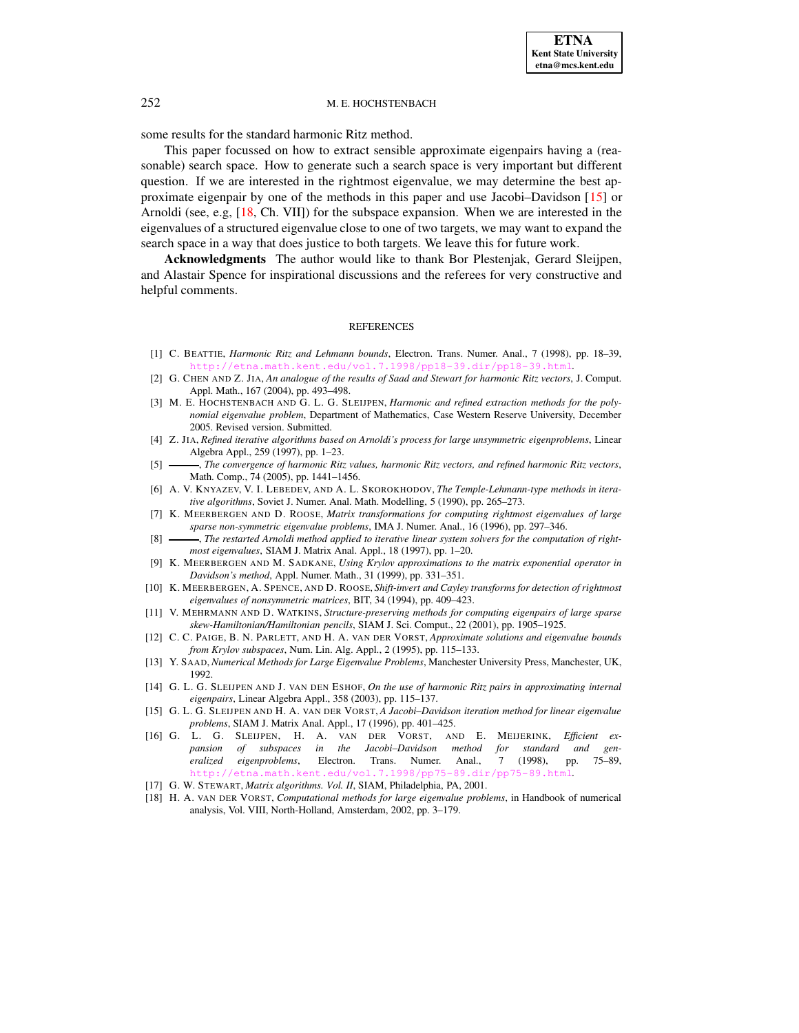some results for the standard harmonic Ritz method.

This paper focussed on how to extract sensible approximate eigenpairs having a (reasonable) search space. How to generate such a search space is very important but different question. If we are interested in the rightmost eigenvalue, we may determine the best approximate eigenpair by one of the methods in this paper and use Jacobi–Davidson [15] or Arnoldi (see, e.g, [18, Ch. VII]) for the subspace expansion. When we are interested in the eigenvalues of a structured eigenvalue close to one of two targets, we may want to expand the search space in a way that does justice to both targets. We leave this for future work.

**Acknowledgments** The author would like to thank Bor Plestenjak, Gerard Sleijpen, and Alastair Spence for inspirational discussions and the referees for very constructive and helpful comments.

## REFERENCES

[1] C. Beattie, *Harmonic Ritz and Lehmann bounds*, Electron. Trans. Numer. Anal., 7 (1998), pp. 18–39, http://etna.math.kent.edu/vol.7.1998/pp18-39.dir/pp18-39.html.

[2] G. Chen and Z. Jia, *An analogue of the results of Saad and Stewart for harmonic Ritz vectors*, J. Comput. Appl. Math., 167 (2004), pp. 493–498.

[3] M. E. Hochstenbach and G. L. G. Sleijpen, *Harmonic and refined extraction methods for the polynomial eigenvalue problem*, Department of Mathematics, Case Western Reserve University, December 2005. Revised version. Submitted.

[4] Z. Jia, *Refined iterative algorithms based on Arnoldi's process for large unsymmetric eigenproblems*, Linear Algebra Appl., 259 (1997), pp. 1–23.

[5] ———, *The convergence of harmonic Ritz values, harmonic Ritz vectors, and refined harmonic Ritz vectors*, Math. Comp., 74 (2005), pp. 1441–1456.

[6] A. V. Knyazev, V. I. Lebedev, and A. L. Skorokhodov, *The Temple-Lehmann-type methods in iterative algorithms*, Soviet J. Numer. Anal. Math. Modelling, 5 (1990), pp. 265–273.

[7] K. Meerbergen and D. Roose, *Matrix transformations for computing rightmost eigenvalues of large sparse non-symmetric eigenvalue problems*, IMA J. Numer. Anal., 16 (1996), pp. 297–346.

[8] ———, *The restarted Arnoldi method applied to iterative linear system solvers for the computation of rightmost eigenvalues*, SIAM J. Matrix Anal. Appl., 18 (1997), pp. 1–20.

[9] K. Meerbergen and M. Sadkane, *Using Krylov approximations to the matrix exponential operator in Davidson's method*, Appl. Numer. Math., 31 (1999), pp. 331–351.

[10] K. Meerbergen, A. Spence, and D. Roose, *Shift-invert and Cayley transforms for detection of rightmost eigenvalues of nonsymmetric matrices*, BIT, 34 (1994), pp. 409–423.

[11] V. Mehrmann and D. Watkins, *Structure-preserving methods for computing eigenpairs of large sparse skew-Hamiltonian/Hamiltonian pencils*, SIAM J. Sci. Comput., 22 (2001), pp. 1905–1925.

[12] C. C. Paige, B. N. Parlett, and H. A. van der Vorst, *Approximate solutions and eigenvalue bounds from Krylov subspaces*, Num. Lin. Alg. Appl., 2 (1995), pp. 115–133.

[13] Y. Saad, *Numerical Methods for Large Eigenvalue Problems*, Manchester University Press, Manchester, UK, 1992.

[14] G. L. G. Sleijpen and J. van den Eshof, *On the use of harmonic Ritz pairs in approximating internal eigenpairs*, Linear Algebra Appl., 358 (2003), pp. 115–137.

[15] G. L. G. Sleijpen and H. A. van der Vorst, *A Jacobi–Davidson iteration method for linear eigenvalue problems*, SIAM J. Matrix Anal. Appl., 17 (1996), pp. 401–425.

[16] G. L. G. Sleijpen, H. A. van der Vorst, and E. Meijerink, *Efficient expansion of subspaces in the Jacobi–Davidson method for standard and generalized eigenproblems*, Electron. Trans. Numer. Anal., 7 (1998), pp. 75–89, http://etna.math.kent.edu/vol.7.1998/pp75-89.dir/pp75-89.html.

[17] G. W. Stewart, *Matrix algorithms. Vol. II*, SIAM, Philadelphia, PA, 2001.

[18] H. A. van der Vorst, *Computational methods for large eigenvalue problems*, in Handbook of numerical analysis, Vol. VIII, North-Holland, Amsterdam, 2002, pp. 3–179.